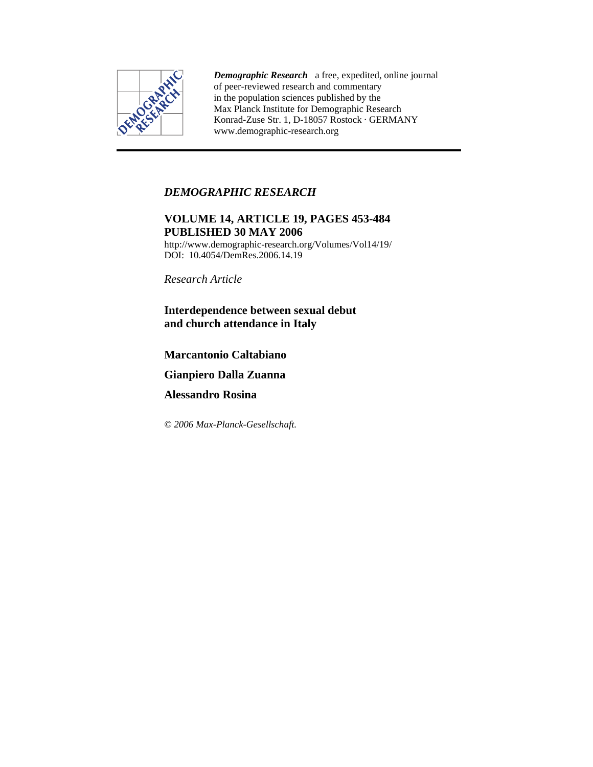***Demographic Research*** a free, expedited, online journal of peer-reviewed research and commentary in the population sciences published by the Max Planck Institute for Demographic Research
Konrad-Zuse Str. 1, D-18057 Rostock · GERMANY
www.demographic-research.org

---

*DEMOGRAPHIC RESEARCH*

**VOLUME 14, ARTICLE 19, PAGES 453-484**
**PUBLISHED 30 MAY 2006**
http://www.demographic-research.org/Volumes/Vol14/19/
DOI: 10.4054/DemRes.2006.14.19

*Research Article*

# Interdependence between sexual debut and church attendance in Italy

**Marcantonio Caltabiano**

**Gianpiero Dalla Zuanna**

**Alessandro Rosina**

*© 2006 Max-Planck-Gesellschaft.*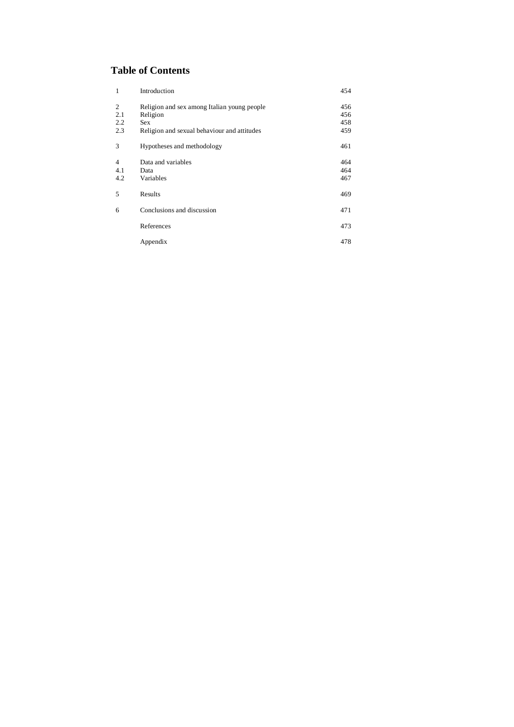## Table of Contents

| | | |
|---|---|---|
| 1 | Introduction | 454 |
| 2 | Religion and sex among Italian young people | 456 |
| 2.1 | Religion | 456 |
| 2.2 | Sex | 458 |
| 2.3 | Religion and sexual behaviour and attitudes | 459 |
| 3 | Hypotheses and methodology | 461 |
| 4 | Data and variables | 464 |
| 4.1 | Data | 464 |
| 4.2 | Variables | 467 |
| 5 | Results | 469 |
| 6 | Conclusions and discussion | 471 |
| | References | 473 |
| | Appendix | 478 |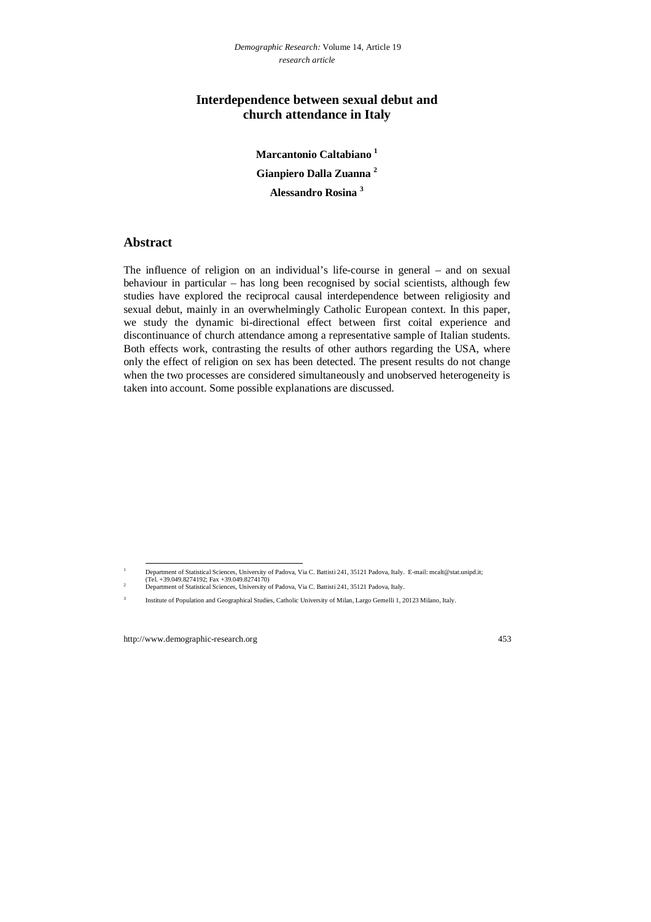# Interdependence between sexual debut and church attendance in Italy

**Marcantonio Caltabiano** [1]

**Gianpiero Dalla Zuanna** [2]

**Alessandro Rosina** [3]

## Abstract

The influence of religion on an individual's life-course in general – and on sexual behaviour in particular – has long been recognised by social scientists, although few studies have explored the reciprocal causal interdependence between religiosity and sexual debut, mainly in an overwhelmingly Catholic European context. In this paper, we study the dynamic bi-directional effect between first coital experience and discontinuance of church attendance among a representative sample of Italian students. Both effects work, contrasting the results of other authors regarding the USA, where only the effect of religion on sex has been detected. The present results do not change when the two processes are considered simultaneously and unobserved heterogeneity is taken into account. Some possible explanations are discussed.

---

[1] Department of Statistical Sciences, University of Padova, Via C. Battisti 241, 35121 Padova, Italy. E-mail: mcalt@stat.unipd.it; (Tel. +39.049.8274192; Fax +39.049.8274170)

[2] Department of Statistical Sciences, University of Padova, Via C. Battisti 241, 35121 Padova, Italy.

[3] Institute of Population and Geographical Studies, Catholic University of Milan, Largo Gemelli 1, 20123 Milano, Italy.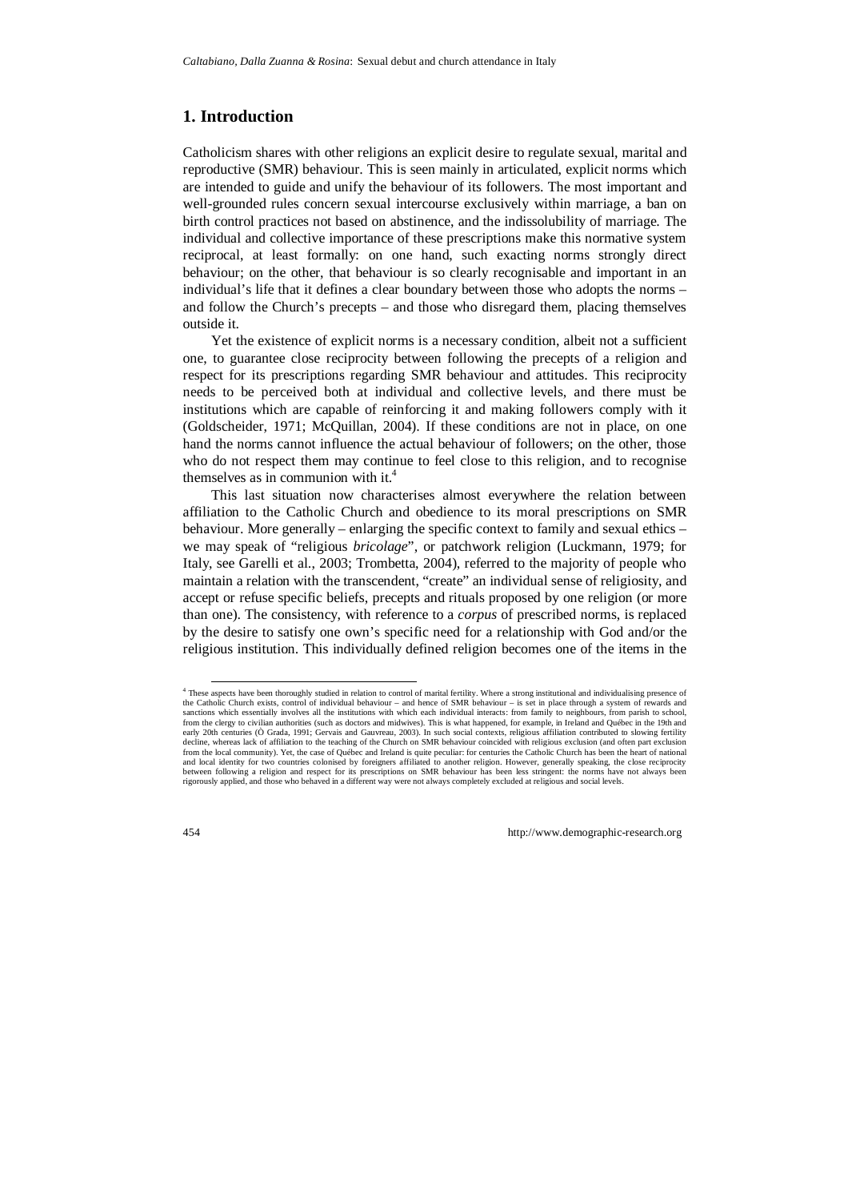# 1. Introduction

Catholicism shares with other religions an explicit desire to regulate sexual, marital and reproductive (SMR) behaviour. This is seen mainly in articulated, explicit norms which are intended to guide and unify the behaviour of its followers. The most important and well-grounded rules concern sexual intercourse exclusively within marriage, a ban on birth control practices not based on abstinence, and the indissolubility of marriage. The individual and collective importance of these prescriptions make this normative system reciprocal, at least formally: on one hand, such exacting norms strongly direct behaviour; on the other, that behaviour is so clearly recognisable and important in an individual's life that it defines a clear boundary between those who adopts the norms – and follow the Church's precepts – and those who disregard them, placing themselves outside it.

Yet the existence of explicit norms is a necessary condition, albeit not a sufficient one, to guarantee close reciprocity between following the precepts of a religion and respect for its prescriptions regarding SMR behaviour and attitudes. This reciprocity needs to be perceived both at individual and collective levels, and there must be institutions which are capable of reinforcing it and making followers comply with it (Goldscheider, 1971; McQuillan, 2004). If these conditions are not in place, on one hand the norms cannot influence the actual behaviour of followers; on the other, those who do not respect them may continue to feel close to this religion, and to recognise themselves as in communion with it.[4]

This last situation now characterises almost everywhere the relation between affiliation to the Catholic Church and obedience to its moral prescriptions on SMR behaviour. More generally – enlarging the specific context to family and sexual ethics – we may speak of "religious *bricolage*", or patchwork religion (Luckmann, 1979; for Italy, see Garelli et al., 2003; Trombetta, 2004), referred to the majority of people who maintain a relation with the transcendent, "create" an individual sense of religiosity, and accept or refuse specific beliefs, precepts and rituals proposed by one religion (or more than one). The consistency, with reference to a *corpus* of prescribed norms, is replaced by the desire to satisfy one own's specific need for a relationship with God and/or the religious institution. This individually defined religion becomes one of the items in the

---

[4] These aspects have been thoroughly studied in relation to control of marital fertility. Where a strong institutional and individualising presence of the Catholic Church exists, control of individual behaviour – and hence of SMR behaviour – is set in place through a system of rewards and sanctions which essentially involves all the institutions with which each individual interacts: from family to neighbours, from parish to school, from the clergy to civilian authorities (such as doctors and midwives). This is what happened, for example, in Ireland and Québec in the 19th and early 20th centuries (Ò Grada, 1991; Gervais and Gauvreau, 2003). In such social contexts, religious affiliation contributed to slowing fertility decline, whereas lack of affiliation to the teaching of the Church on SMR behaviour coincided with religious exclusion (and often part exclusion from the local community). Yet, the case of Québec and Ireland is quite peculiar: for centuries the Catholic Church has been the heart of national and local identity for two countries colonised by foreigners affiliated to another religion. However, generally speaking, the close reciprocity between following a religion and respect for its prescriptions on SMR behaviour has been less stringent: the norms have not always been rigorously applied, and those who behaved in a different way were not always completely excluded at religious and social levels.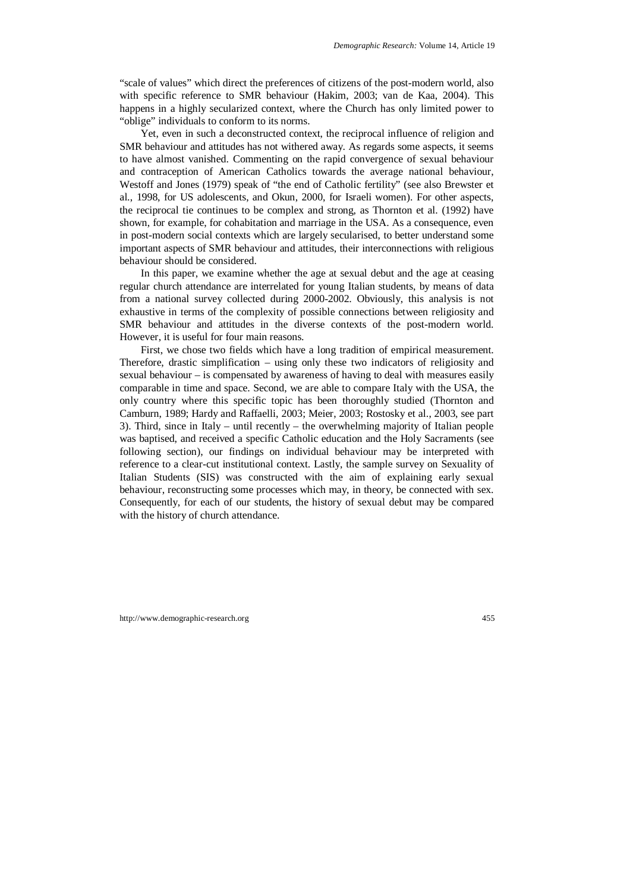"scale of values" which direct the preferences of citizens of the post-modern world, also with specific reference to SMR behaviour (Hakim, 2003; van de Kaa, 2004). This happens in a highly secularized context, where the Church has only limited power to "oblige" individuals to conform to its norms.

Yet, even in such a deconstructed context, the reciprocal influence of religion and SMR behaviour and attitudes has not withered away. As regards some aspects, it seems to have almost vanished. Commenting on the rapid convergence of sexual behaviour and contraception of American Catholics towards the average national behaviour, Westoff and Jones (1979) speak of "the end of Catholic fertility" (see also Brewster et al., 1998, for US adolescents, and Okun, 2000, for Israeli women). For other aspects, the reciprocal tie continues to be complex and strong, as Thornton et al. (1992) have shown, for example, for cohabitation and marriage in the USA. As a consequence, even in post-modern social contexts which are largely secularised, to better understand some important aspects of SMR behaviour and attitudes, their interconnections with religious behaviour should be considered.

In this paper, we examine whether the age at sexual debut and the age at ceasing regular church attendance are interrelated for young Italian students, by means of data from a national survey collected during 2000-2002. Obviously, this analysis is not exhaustive in terms of the complexity of possible connections between religiosity and SMR behaviour and attitudes in the diverse contexts of the post-modern world. However, it is useful for four main reasons.

First, we chose two fields which have a long tradition of empirical measurement. Therefore, drastic simplification – using only these two indicators of religiosity and sexual behaviour – is compensated by awareness of having to deal with measures easily comparable in time and space. Second, we are able to compare Italy with the USA, the only country where this specific topic has been thoroughly studied (Thornton and Camburn, 1989; Hardy and Raffaelli, 2003; Meier, 2003; Rostosky et al., 2003, see part 3). Third, since in Italy – until recently – the overwhelming majority of Italian people was baptised, and received a specific Catholic education and the Holy Sacraments (see following section), our findings on individual behaviour may be interpreted with reference to a clear-cut institutional context. Lastly, the sample survey on Sexuality of Italian Students (SIS) was constructed with the aim of explaining early sexual behaviour, reconstructing some processes which may, in theory, be connected with sex. Consequently, for each of our students, the history of sexual debut may be compared with the history of church attendance.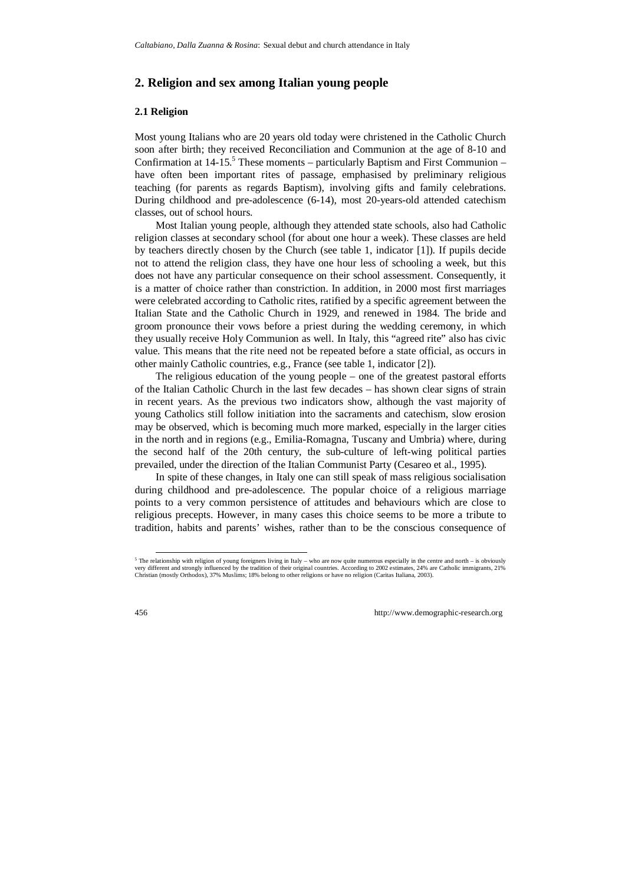## 2. Religion and sex among Italian young people

### 2.1 Religion

Most young Italians who are 20 years old today were christened in the Catholic Church soon after birth; they received Reconciliation and Communion at the age of 8-10 and Confirmation at 14-15.[5] These moments – particularly Baptism and First Communion – have often been important rites of passage, emphasised by preliminary religious teaching (for parents as regards Baptism), involving gifts and family celebrations. During childhood and pre-adolescence (6-14), most 20-years-old attended catechism classes, out of school hours.

Most Italian young people, although they attended state schools, also had Catholic religion classes at secondary school (for about one hour a week). These classes are held by teachers directly chosen by the Church (see table 1, indicator [1]). If pupils decide not to attend the religion class, they have one hour less of schooling a week, but this does not have any particular consequence on their school assessment. Consequently, it is a matter of choice rather than constriction. In addition, in 2000 most first marriages were celebrated according to Catholic rites, ratified by a specific agreement between the Italian State and the Catholic Church in 1929, and renewed in 1984. The bride and groom pronounce their vows before a priest during the wedding ceremony, in which they usually receive Holy Communion as well. In Italy, this "agreed rite" also has civic value. This means that the rite need not be repeated before a state official, as occurs in other mainly Catholic countries, e.g., France (see table 1, indicator [2]).

The religious education of the young people – one of the greatest pastoral efforts of the Italian Catholic Church in the last few decades – has shown clear signs of strain in recent years. As the previous two indicators show, although the vast majority of young Catholics still follow initiation into the sacraments and catechism, slow erosion may be observed, which is becoming much more marked, especially in the larger cities in the north and in regions (e.g., Emilia-Romagna, Tuscany and Umbria) where, during the second half of the 20th century, the sub-culture of left-wing political parties prevailed, under the direction of the Italian Communist Party (Cesareo et al., 1995).

In spite of these changes, in Italy one can still speak of mass religious socialisation during childhood and pre-adolescence. The popular choice of a religious marriage points to a very common persistence of attitudes and behaviours which are close to religious precepts. However, in many cases this choice seems to be more a tribute to tradition, habits and parents' wishes, rather than to be the conscious consequence of

[5] The relationship with religion of young foreigners living in Italy – who are now quite numerous especially in the centre and north – is obviously very different and strongly influenced by the tradition of their original countries. According to 2002 estimates, 24% are Catholic immigrants, 21% Christian (mostly Orthodox), 37% Muslims; 18% belong to other religions or have no religion (Caritas Italiana, 2003).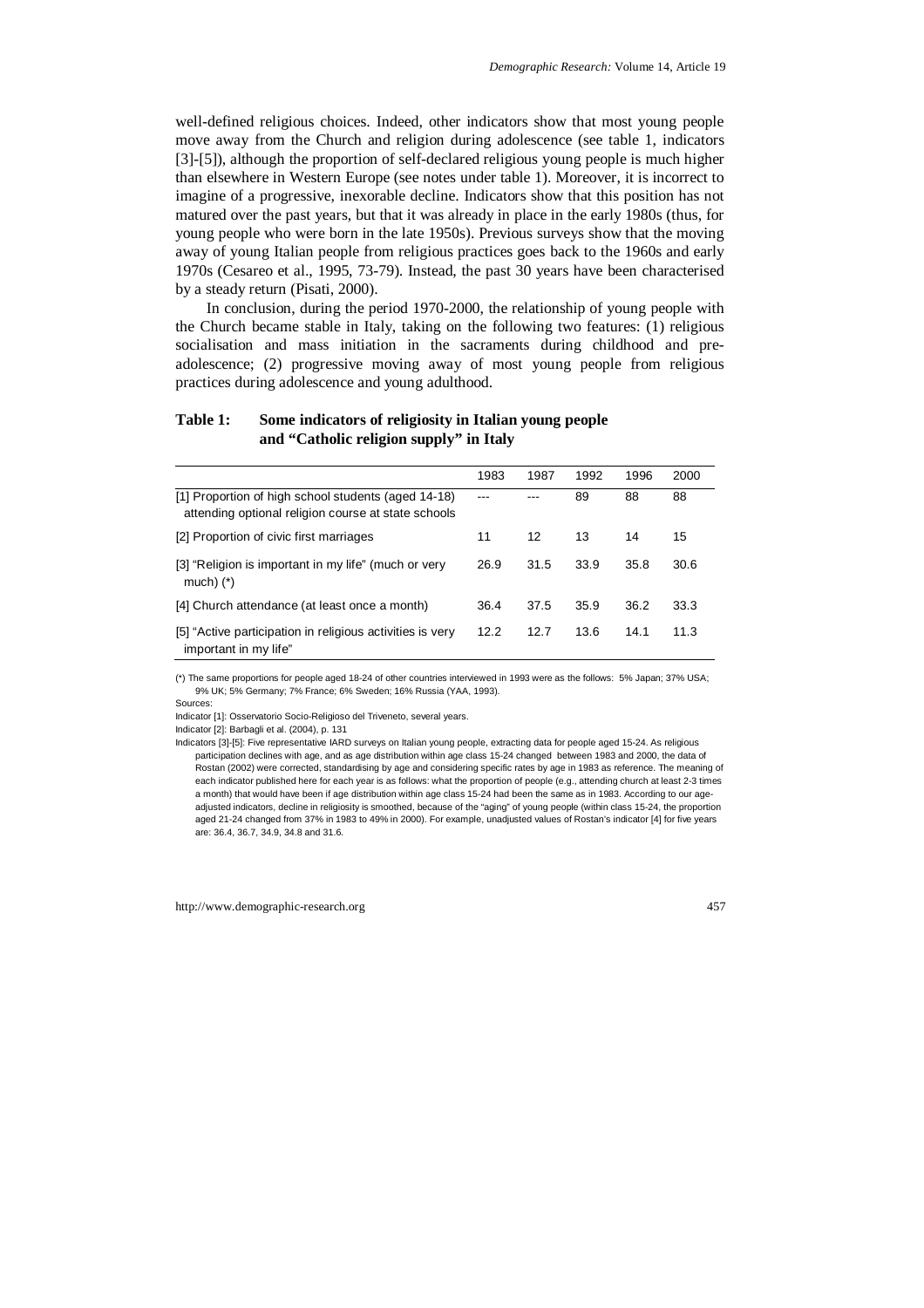well-defined religious choices. Indeed, other indicators show that most young people move away from the Church and religion during adolescence (see table 1, indicators [3]-[5]), although the proportion of self-declared religious young people is much higher than elsewhere in Western Europe (see notes under table 1). Moreover, it is incorrect to imagine of a progressive, inexorable decline. Indicators show that this position has not matured over the past years, but that it was already in place in the early 1980s (thus, for young people who were born in the late 1950s). Previous surveys show that the moving away of young Italian people from religious practices goes back to the 1960s and early 1970s (Cesareo et al., 1995, 73-79). Instead, the past 30 years have been characterised by a steady return (Pisati, 2000).

In conclusion, during the period 1970-2000, the relationship of young people with the Church became stable in Italy, taking on the following two features: (1) religious socialisation and mass initiation in the sacraments during childhood and pre-adolescence; (2) progressive moving away of most young people from religious practices during adolescence and young adulthood.

**Table 1: Some indicators of religiosity in Italian young people and "Catholic religion supply" in Italy**

| | 1983 | 1987 | 1992 | 1996 | 2000 |
|---|---|---|---|---|---|
| [1] Proportion of high school students (aged 14-18) attending optional religion course at state schools | --- | --- | 89 | 88 | 88 |
| [2] Proportion of civic first marriages | 11 | 12 | 13 | 14 | 15 |
| [3] "Religion is important in my life" (much or very much) (*) | 26.9 | 31.5 | 33.9 | 35.8 | 30.6 |
| [4] Church attendance (at least once a month) | 36.4 | 37.5 | 35.9 | 36.2 | 33.3 |
| [5] "Active participation in religious activities is very important in my life" | 12.2 | 12.7 | 13.6 | 14.1 | 11.3 |

(*) The same proportions for people aged 18-24 of other countries interviewed in 1993 were as the follows: 5% Japan; 37% USA; 9% UK; 5% Germany; 7% France; 6% Sweden; 16% Russia (YAA, 1993).

Sources:

Indicator [1]: Osservatorio Socio-Religioso del Triveneto, several years.

Indicator [2]: Barbagli et al. (2004), p. 131

Indicators [3]-[5]: Five representative IARD surveys on Italian young people, extracting data for people aged 15-24. As religious participation declines with age, and as age distribution within age class 15-24 changed between 1983 and 2000, the data of Rostan (2002) were corrected, standardising by age and considering specific rates by age in 1983 as reference. The meaning of each indicator published here for each year is as follows: what the proportion of people (e.g., attending church at least 2-3 times a month) that would have been if age distribution within age class 15-24 had been the same as in 1983. According to our age-adjusted indicators, decline in religiosity is smoothed, because of the "aging" of young people (within class 15-24, the proportion aged 21-24 changed from 37% in 1983 to 49% in 2000). For example, unadjusted values of Rostan's indicator [4] for five years are: 36.4, 36.7, 34.9, 34.8 and 31.6.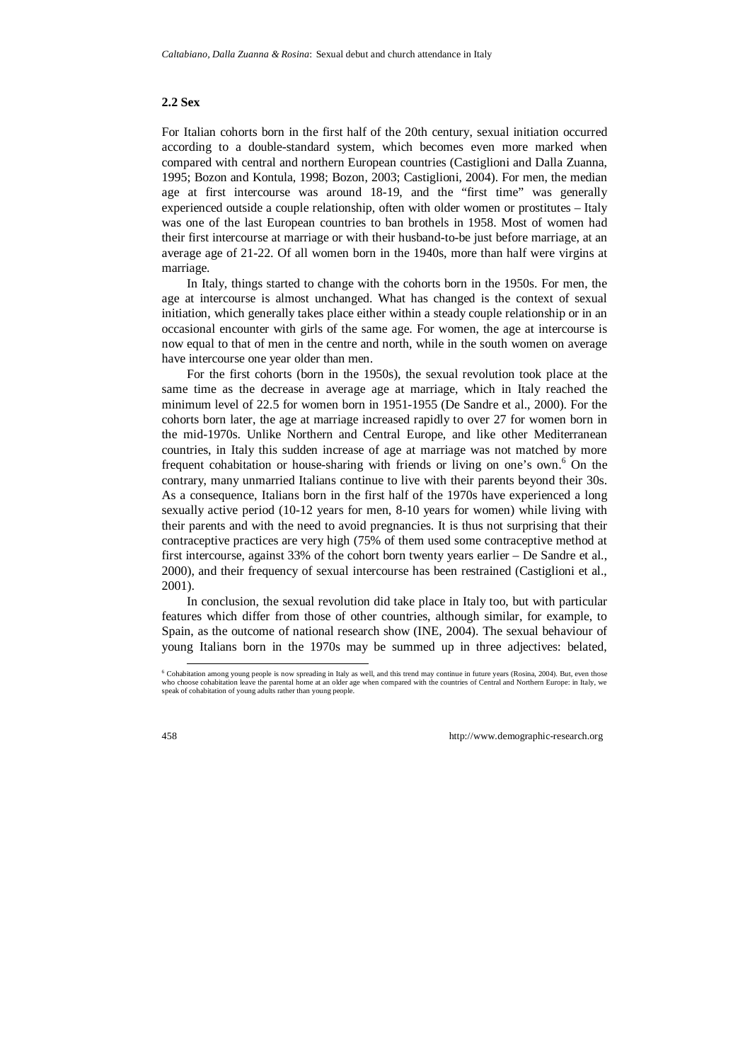### 2.2 Sex

For Italian cohorts born in the first half of the 20th century, sexual initiation occurred according to a double-standard system, which becomes even more marked when compared with central and northern European countries (Castiglioni and Dalla Zuanna, 1995; Bozon and Kontula, 1998; Bozon, 2003; Castiglioni, 2004). For men, the median age at first intercourse was around 18-19, and the "first time" was generally experienced outside a couple relationship, often with older women or prostitutes – Italy was one of the last European countries to ban brothels in 1958. Most of women had their first intercourse at marriage or with their husband-to-be just before marriage, at an average age of 21-22. Of all women born in the 1940s, more than half were virgins at marriage.

In Italy, things started to change with the cohorts born in the 1950s. For men, the age at intercourse is almost unchanged. What has changed is the context of sexual initiation, which generally takes place either within a steady couple relationship or in an occasional encounter with girls of the same age. For women, the age at intercourse is now equal to that of men in the centre and north, while in the south women on average have intercourse one year older than men.

For the first cohorts (born in the 1950s), the sexual revolution took place at the same time as the decrease in average age at marriage, which in Italy reached the minimum level of 22.5 for women born in 1951-1955 (De Sandre et al., 2000). For the cohorts born later, the age at marriage increased rapidly to over 27 for women born in the mid-1970s. Unlike Northern and Central Europe, and like other Mediterranean countries, in Italy this sudden increase of age at marriage was not matched by more frequent cohabitation or house-sharing with friends or living on one's own.[6] On the contrary, many unmarried Italians continue to live with their parents beyond their 30s. As a consequence, Italians born in the first half of the 1970s have experienced a long sexually active period (10-12 years for men, 8-10 years for women) while living with their parents and with the need to avoid pregnancies. It is thus not surprising that their contraceptive practices are very high (75% of them used some contraceptive method at first intercourse, against 33% of the cohort born twenty years earlier – De Sandre et al., 2000), and their frequency of sexual intercourse has been restrained (Castiglioni et al., 2001).

In conclusion, the sexual revolution did take place in Italy too, but with particular features which differ from those of other countries, although similar, for example, to Spain, as the outcome of national research show (INE, 2004). The sexual behaviour of young Italians born in the 1970s may be summed up in three adjectives: belated,

[6] Cohabitation among young people is now spreading in Italy as well, and this trend may continue in future years (Rosina, 2004). But, even those who choose cohabitation leave the parental home at an older age when compared with the countries of Central and Northern Europe: in Italy, we speak of cohabitation of young adults rather than young people.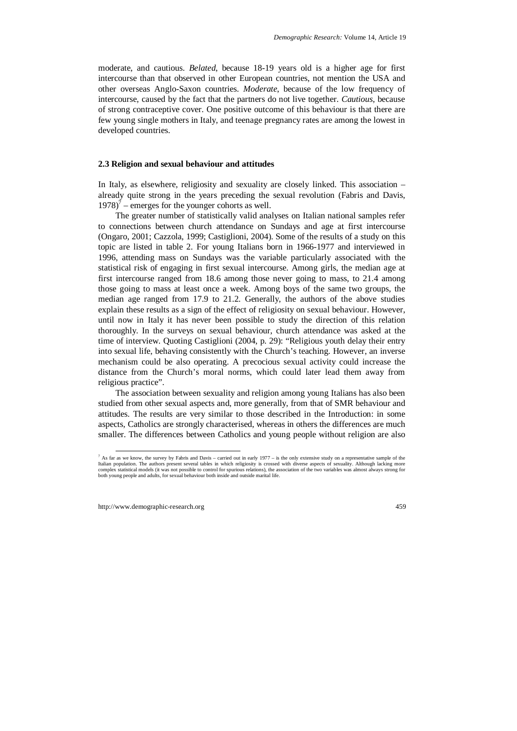moderate, and cautious. *Belated*, because 18-19 years old is a higher age for first intercourse than that observed in other European countries, not mention the USA and other overseas Anglo-Saxon countries. *Moderate*, because of the low frequency of intercourse, caused by the fact that the partners do not live together. *Cautious*, because of strong contraceptive cover. One positive outcome of this behaviour is that there are few young single mothers in Italy, and teenage pregnancy rates are among the lowest in developed countries.

### 2.3 Religion and sexual behaviour and attitudes

In Italy, as elsewhere, religiosity and sexuality are closely linked. This association – already quite strong in the years preceding the sexual revolution (Fabris and Davis, 1978)[7] – emerges for the younger cohorts as well.

The greater number of statistically valid analyses on Italian national samples refer to connections between church attendance on Sundays and age at first intercourse (Ongaro, 2001; Cazzola, 1999; Castiglioni, 2004). Some of the results of a study on this topic are listed in table 2. For young Italians born in 1966-1977 and interviewed in 1996, attending mass on Sundays was the variable particularly associated with the statistical risk of engaging in first sexual intercourse. Among girls, the median age at first intercourse ranged from 18.6 among those never going to mass, to 21.4 among those going to mass at least once a week. Among boys of the same two groups, the median age ranged from 17.9 to 21.2. Generally, the authors of the above studies explain these results as a sign of the effect of religiosity on sexual behaviour. However, until now in Italy it has never been possible to study the direction of this relation thoroughly. In the surveys on sexual behaviour, church attendance was asked at the time of interview. Quoting Castiglioni (2004, p. 29): "Religious youth delay their entry into sexual life, behaving consistently with the Church's teaching. However, an inverse mechanism could be also operating. A precocious sexual activity could increase the distance from the Church's moral norms, which could later lead them away from religious practice".

The association between sexuality and religion among young Italians has also been studied from other sexual aspects and, more generally, from that of SMR behaviour and attitudes. The results are very similar to those described in the Introduction: in some aspects, Catholics are strongly characterised, whereas in others the differences are much smaller. The differences between Catholics and young people without religion are also

[7] As far as we know, the survey by Fabris and Davis – carried out in early 1977 – is the only extensive study on a representative sample of the Italian population. The authors present several tables in which religiosity is crossed with diverse aspects of sexuality. Although lacking more complex statistical models (it was not possible to control for spurious relations), the association of the two variables was almost always strong for both young people and adults, for sexual behaviour both inside and outside marital life.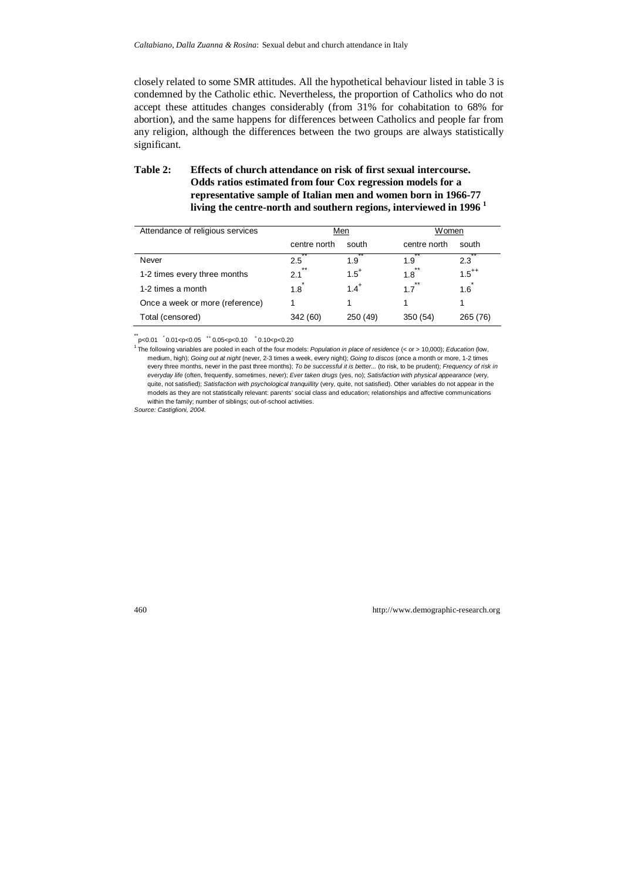closely related to some SMR attitudes. All the hypothetical behaviour listed in table 3 is condemned by the Catholic ethic. Nevertheless, the proportion of Catholics who do not accept these attitudes changes considerably (from 31% for cohabitation to 68% for abortion), and the same happens for differences between Catholics and people far from any religion, although the differences between the two groups are always statistically significant.

**Table 2: Effects of church attendance on risk of first sexual intercourse. Odds ratios estimated from four Cox regression models for a representative sample of Italian men and women born in 1966-77 living the centre-north and southern regions, interviewed in 1996** [1]

| Attendance of religious services | Men | | Women | |
|---|---|---|---|---|
| | centre north | south | centre north | south |
| Never | 2.5** | 1.9** | 1.9** | 2.3** |
| 1-2 times every three months | 2.1** | 1.5+ | 1.8** | 1.5++ |
| 1-2 times a month | 1.8* | 1.4+ | 1.7** | 1.6* |
| Once a week or more (reference) | 1 | 1 | 1 | 1 |
| Total (censored) | 342 (60) | 250 (49) | 350 (54) | 265 (76) |

** $p<0.01$ * $0.01<p<0.05$ ++ $0.05<p<0.10$ + $0.10<p<0.20$

[1] The following variables are pooled in each of the four models: *Population in place of residence* (< or > 10,000); *Education* (low, medium, high); *Going out at night* (never, 2-3 times a week, every night); *Going to discos* (once a month or more, 1-2 times every three months, never in the past three months); *To be successful it is better...* (to risk, to be prudent); *Frequency of risk in everyday life* (often, frequently, sometimes, never); *Ever taken drugs* (yes, no); *Satisfaction with physical appearance* (very, quite, not satisfied); *Satisfaction with psychological tranquillity* (very, quite, not satisfied). Other variables do not appear in the models as they are not statistically relevant: parents' social class and education; relationships and affective communications within the family; number of siblings; out-of-school activities.

*Source: Castiglioni, 2004.*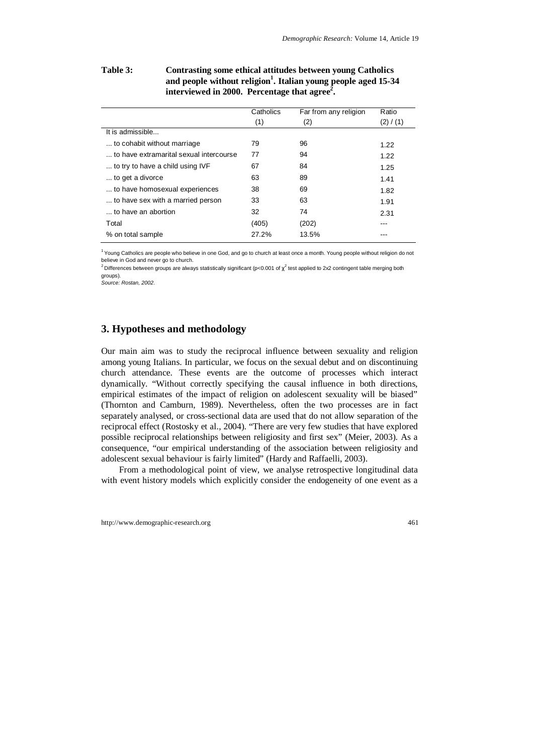**Table 3: Contrasting some ethical attitudes between young Catholics and people without religion[1]. Italian young people aged 15-34 interviewed in 2000. Percentage that agree[2].**

| | Catholics (1) | Far from any religion (2) | Ratio (2) / (1) |
|---|---|---|---|
| It is admissible... | | | |
| ... to cohabit without marriage | 79 | 96 | 1.22 |
| ... to have extramarital sexual intercourse | 77 | 94 | 1.22 |
| ... to try to have a child using IVF | 67 | 84 | 1.25 |
| ... to get a divorce | 63 | 89 | 1.41 |
| ... to have homosexual experiences | 38 | 69 | 1.82 |
| ... to have sex with a married person | 33 | 63 | 1.91 |
| ... to have an abortion | 32 | 74 | 2.31 |
| Total | (405) | (202) | --- |
| % on total sample | 27.2% | 13.5% | --- |

[1] Young Catholics are people who believe in one God, and go to church at least once a month. Young people without religion do not believe in God and never go to church.

[2] Differences between groups are always statistically significant ($p<0.001$ of $\chi^2$ test applied to 2x2 contingent table merging both groups).

*Source: Rostan, 2002.*

## 3. Hypotheses and methodology

Our main aim was to study the reciprocal influence between sexuality and religion among young Italians. In particular, we focus on the sexual debut and on discontinuing church attendance. These events are the outcome of processes which interact dynamically. "Without correctly specifying the causal influence in both directions, empirical estimates of the impact of religion on adolescent sexuality will be biased" (Thornton and Camburn, 1989). Nevertheless, often the two processes are in fact separately analysed, or cross-sectional data are used that do not allow separation of the reciprocal effect (Rostosky et al., 2004). "There are very few studies that have explored possible reciprocal relationships between religiosity and first sex" (Meier, 2003). As a consequence, "our empirical understanding of the association between religiosity and adolescent sexual behaviour is fairly limited" (Hardy and Raffaelli, 2003).

From a methodological point of view, we analyse retrospective longitudinal data with event history models which explicitly consider the endogeneity of one event as a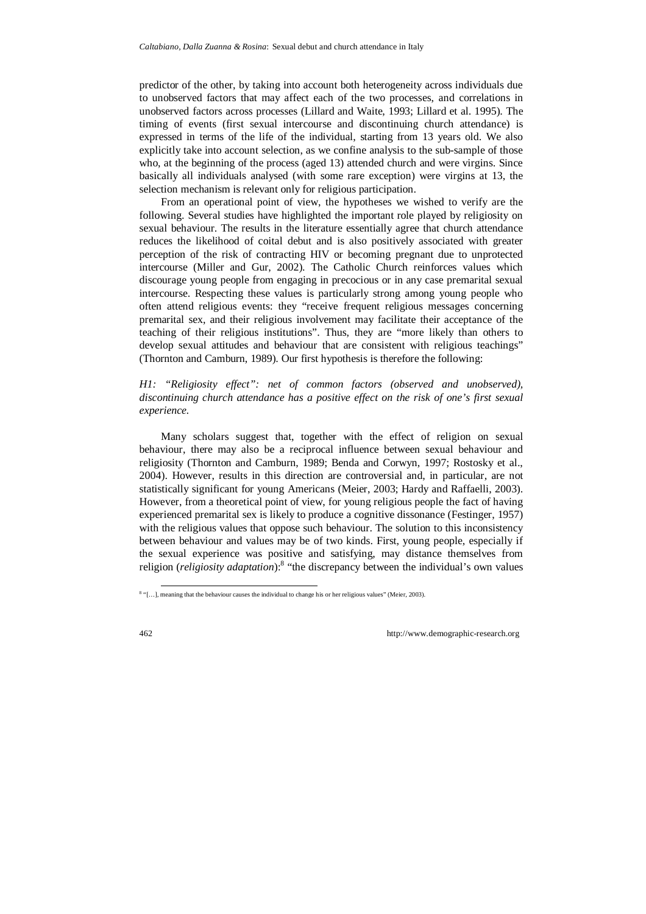predictor of the other, by taking into account both heterogeneity across individuals due to unobserved factors that may affect each of the two processes, and correlations in unobserved factors across processes (Lillard and Waite, 1993; Lillard et al. 1995). The timing of events (first sexual intercourse and discontinuing church attendance) is expressed in terms of the life of the individual, starting from 13 years old. We also explicitly take into account selection, as we confine analysis to the sub-sample of those who, at the beginning of the process (aged 13) attended church and were virgins. Since basically all individuals analysed (with some rare exception) were virgins at 13, the selection mechanism is relevant only for religious participation.

From an operational point of view, the hypotheses we wished to verify are the following. Several studies have highlighted the important role played by religiosity on sexual behaviour. The results in the literature essentially agree that church attendance reduces the likelihood of coital debut and is also positively associated with greater perception of the risk of contracting HIV or becoming pregnant due to unprotected intercourse (Miller and Gur, 2002). The Catholic Church reinforces values which discourage young people from engaging in precocious or in any case premarital sexual intercourse. Respecting these values is particularly strong among young people who often attend religious events: they "receive frequent religious messages concerning premarital sex, and their religious involvement may facilitate their acceptance of the teaching of their religious institutions". Thus, they are "more likely than others to develop sexual attitudes and behaviour that are consistent with religious teachings" (Thornton and Camburn, 1989). Our first hypothesis is therefore the following:

*H1: "Religiosity effect": net of common factors (observed and unobserved), discontinuing church attendance has a positive effect on the risk of one's first sexual experience.*

Many scholars suggest that, together with the effect of religion on sexual behaviour, there may also be a reciprocal influence between sexual behaviour and religiosity (Thornton and Camburn, 1989; Benda and Corwyn, 1997; Rostosky et al., 2004). However, results in this direction are controversial and, in particular, are not statistically significant for young Americans (Meier, 2003; Hardy and Raffaelli, 2003). However, from a theoretical point of view, for young religious people the fact of having experienced premarital sex is likely to produce a cognitive dissonance (Festinger, 1957) with the religious values that oppose such behaviour. The solution to this inconsistency between behaviour and values may be of two kinds. First, young people, especially if the sexual experience was positive and satisfying, may distance themselves from religion (*religiosity adaptation*):[8] "the discrepancy between the individual's own values

[8] "[…], meaning that the behaviour causes the individual to change his or her religious values" (Meier, 2003).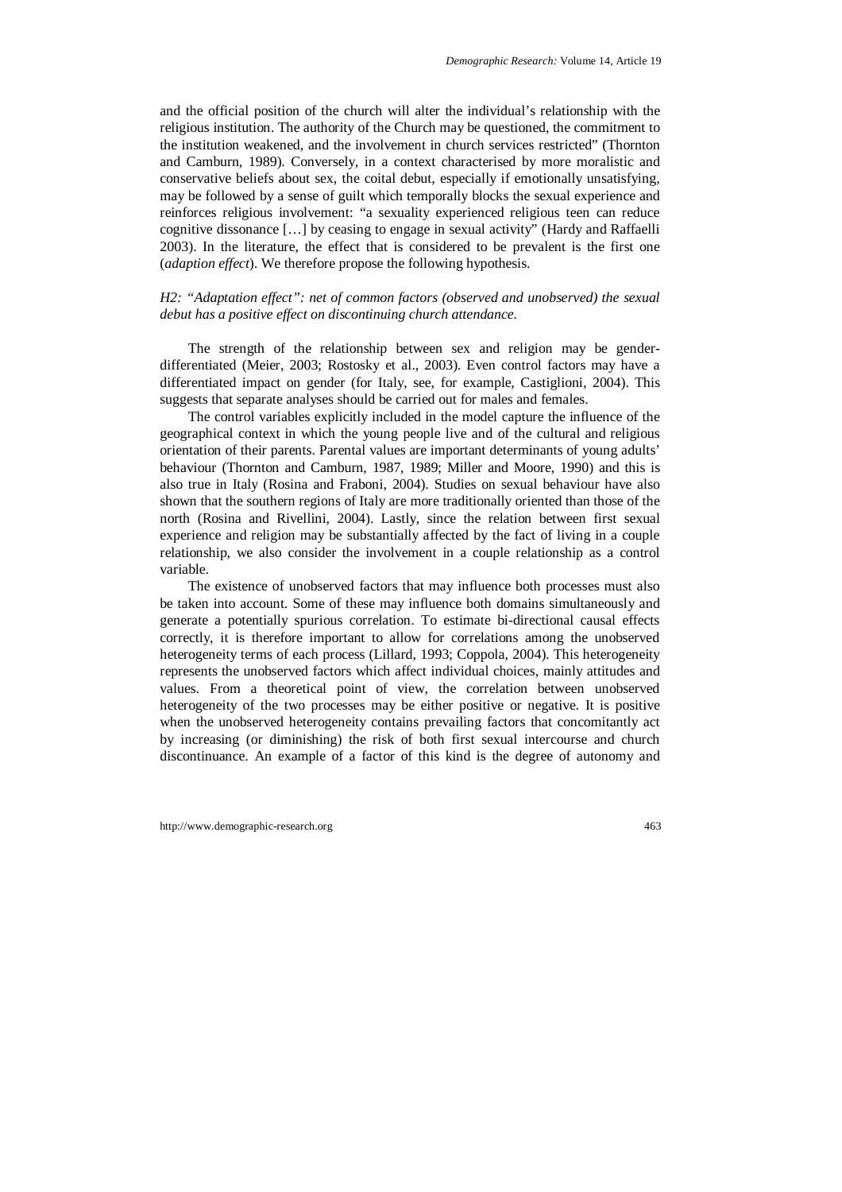and the official position of the church will alter the individual's relationship with the religious institution. The authority of the Church may be questioned, the commitment to the institution weakened, and the involvement in church services restricted" (Thornton and Camburn, 1989). Conversely, in a context characterised by more moralistic and conservative beliefs about sex, the coital debut, especially if emotionally unsatisfying, may be followed by a sense of guilt which temporally blocks the sexual experience and reinforces religious involvement: "a sexuality experienced religious teen can reduce cognitive dissonance […] by ceasing to engage in sexual activity" (Hardy and Raffaelli 2003). In the literature, the effect that is considered to be prevalent is the first one (*adaption effect*). We therefore propose the following hypothesis.

*H2: "Adaptation effect": net of common factors (observed and unobserved) the sexual debut has a positive effect on discontinuing church attendance.*

The strength of the relationship between sex and religion may be gender-differentiated (Meier, 2003; Rostosky et al., 2003). Even control factors may have a differentiated impact on gender (for Italy, see, for example, Castiglioni, 2004). This suggests that separate analyses should be carried out for males and females.

The control variables explicitly included in the model capture the influence of the geographical context in which the young people live and of the cultural and religious orientation of their parents. Parental values are important determinants of young adults' behaviour (Thornton and Camburn, 1987, 1989; Miller and Moore, 1990) and this is also true in Italy (Rosina and Fraboni, 2004). Studies on sexual behaviour have also shown that the southern regions of Italy are more traditionally oriented than those of the north (Rosina and Rivellini, 2004). Lastly, since the relation between first sexual experience and religion may be substantially affected by the fact of living in a couple relationship, we also consider the involvement in a couple relationship as a control variable.

The existence of unobserved factors that may influence both processes must also be taken into account. Some of these may influence both domains simultaneously and generate a potentially spurious correlation. To estimate bi-directional causal effects correctly, it is therefore important to allow for correlations among the unobserved heterogeneity terms of each process (Lillard, 1993; Coppola, 2004). This heterogeneity represents the unobserved factors which affect individual choices, mainly attitudes and values. From a theoretical point of view, the correlation between unobserved heterogeneity of the two processes may be either positive or negative. It is positive when the unobserved heterogeneity contains prevailing factors that concomitantly act by increasing (or diminishing) the risk of both first sexual intercourse and church discontinuance. An example of a factor of this kind is the degree of autonomy and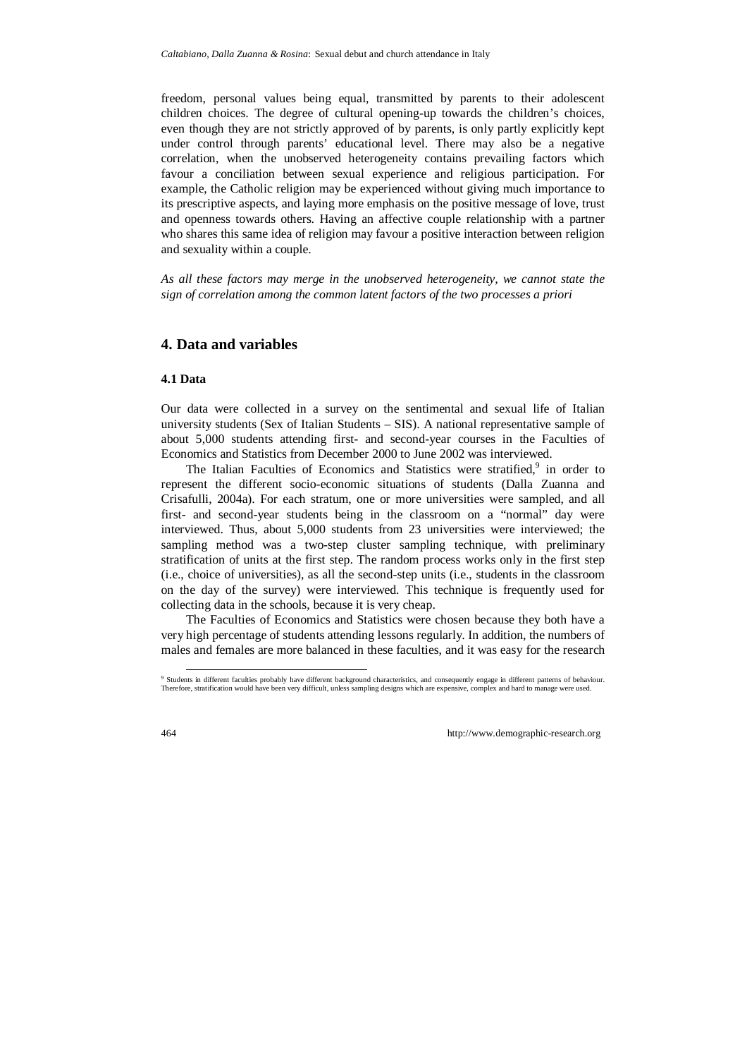freedom, personal values being equal, transmitted by parents to their adolescent children choices. The degree of cultural opening-up towards the children's choices, even though they are not strictly approved of by parents, is only partly explicitly kept under control through parents' educational level. There may also be a negative correlation, when the unobserved heterogeneity contains prevailing factors which favour a conciliation between sexual experience and religious participation. For example, the Catholic religion may be experienced without giving much importance to its prescriptive aspects, and laying more emphasis on the positive message of love, trust and openness towards others. Having an affective couple relationship with a partner who shares this same idea of religion may favour a positive interaction between religion and sexuality within a couple.

*As all these factors may merge in the unobserved heterogeneity, we cannot state the sign of correlation among the common latent factors of the two processes a priori*

## 4. Data and variables

### 4.1 Data

Our data were collected in a survey on the sentimental and sexual life of Italian university students (Sex of Italian Students – SIS). A national representative sample of about 5,000 students attending first- and second-year courses in the Faculties of Economics and Statistics from December 2000 to June 2002 was interviewed.

The Italian Faculties of Economics and Statistics were stratified,[9] in order to represent the different socio-economic situations of students (Dalla Zuanna and Crisafulli, 2004a). For each stratum, one or more universities were sampled, and all first- and second-year students being in the classroom on a "normal" day were interviewed. Thus, about 5,000 students from 23 universities were interviewed; the sampling method was a two-step cluster sampling technique, with preliminary stratification of units at the first step. The random process works only in the first step (i.e., choice of universities), as all the second-step units (i.e., students in the classroom on the day of the survey) were interviewed. This technique is frequently used for collecting data in the schools, because it is very cheap.

The Faculties of Economics and Statistics were chosen because they both have a very high percentage of students attending lessons regularly. In addition, the numbers of males and females are more balanced in these faculties, and it was easy for the research

[9] Students in different faculties probably have different background characteristics, and consequently engage in different patterns of behaviour. Therefore, stratification would have been very difficult, unless sampling designs which are expensive, complex and hard to manage were used.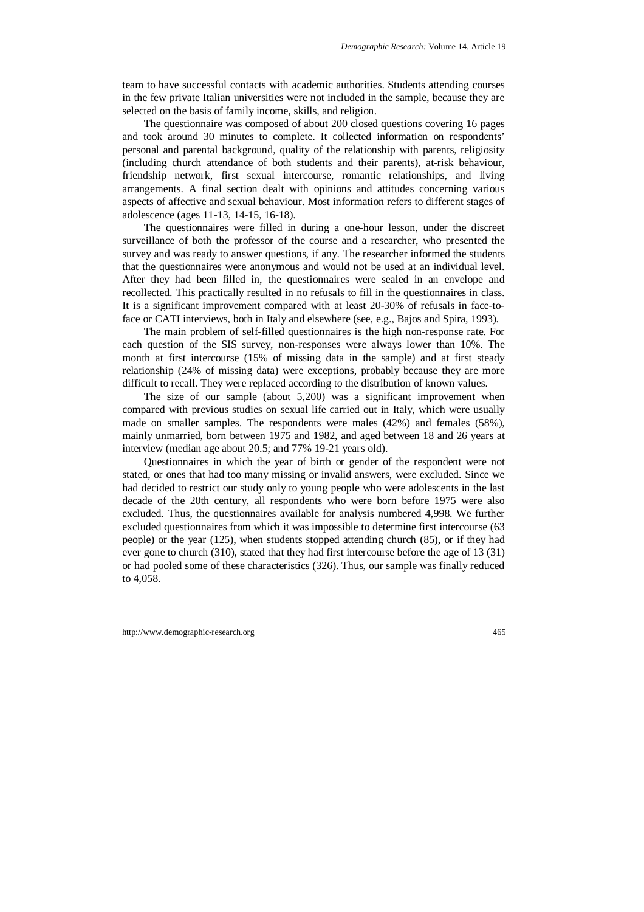team to have successful contacts with academic authorities. Students attending courses in the few private Italian universities were not included in the sample, because they are selected on the basis of family income, skills, and religion.

The questionnaire was composed of about 200 closed questions covering 16 pages and took around 30 minutes to complete. It collected information on respondents' personal and parental background, quality of the relationship with parents, religiosity (including church attendance of both students and their parents), at-risk behaviour, friendship network, first sexual intercourse, romantic relationships, and living arrangements. A final section dealt with opinions and attitudes concerning various aspects of affective and sexual behaviour. Most information refers to different stages of adolescence (ages 11-13, 14-15, 16-18).

The questionnaires were filled in during a one-hour lesson, under the discreet surveillance of both the professor of the course and a researcher, who presented the survey and was ready to answer questions, if any. The researcher informed the students that the questionnaires were anonymous and would not be used at an individual level. After they had been filled in, the questionnaires were sealed in an envelope and recollected. This practically resulted in no refusals to fill in the questionnaires in class. It is a significant improvement compared with at least 20-30% of refusals in face-to-face or CATI interviews, both in Italy and elsewhere (see, e.g., Bajos and Spira, 1993).

The main problem of self-filled questionnaires is the high non-response rate. For each question of the SIS survey, non-responses were always lower than 10%. The month at first intercourse (15% of missing data in the sample) and at first steady relationship (24% of missing data) were exceptions, probably because they are more difficult to recall. They were replaced according to the distribution of known values.

The size of our sample (about 5,200) was a significant improvement when compared with previous studies on sexual life carried out in Italy, which were usually made on smaller samples. The respondents were males (42%) and females (58%), mainly unmarried, born between 1975 and 1982, and aged between 18 and 26 years at interview (median age about 20.5; and 77% 19-21 years old).

Questionnaires in which the year of birth or gender of the respondent were not stated, or ones that had too many missing or invalid answers, were excluded. Since we had decided to restrict our study only to young people who were adolescents in the last decade of the 20th century, all respondents who were born before 1975 were also excluded. Thus, the questionnaires available for analysis numbered 4,998. We further excluded questionnaires from which it was impossible to determine first intercourse (63 people) or the year (125), when students stopped attending church (85), or if they had ever gone to church (310), stated that they had first intercourse before the age of 13 (31) or had pooled some of these characteristics (326). Thus, our sample was finally reduced to 4,058.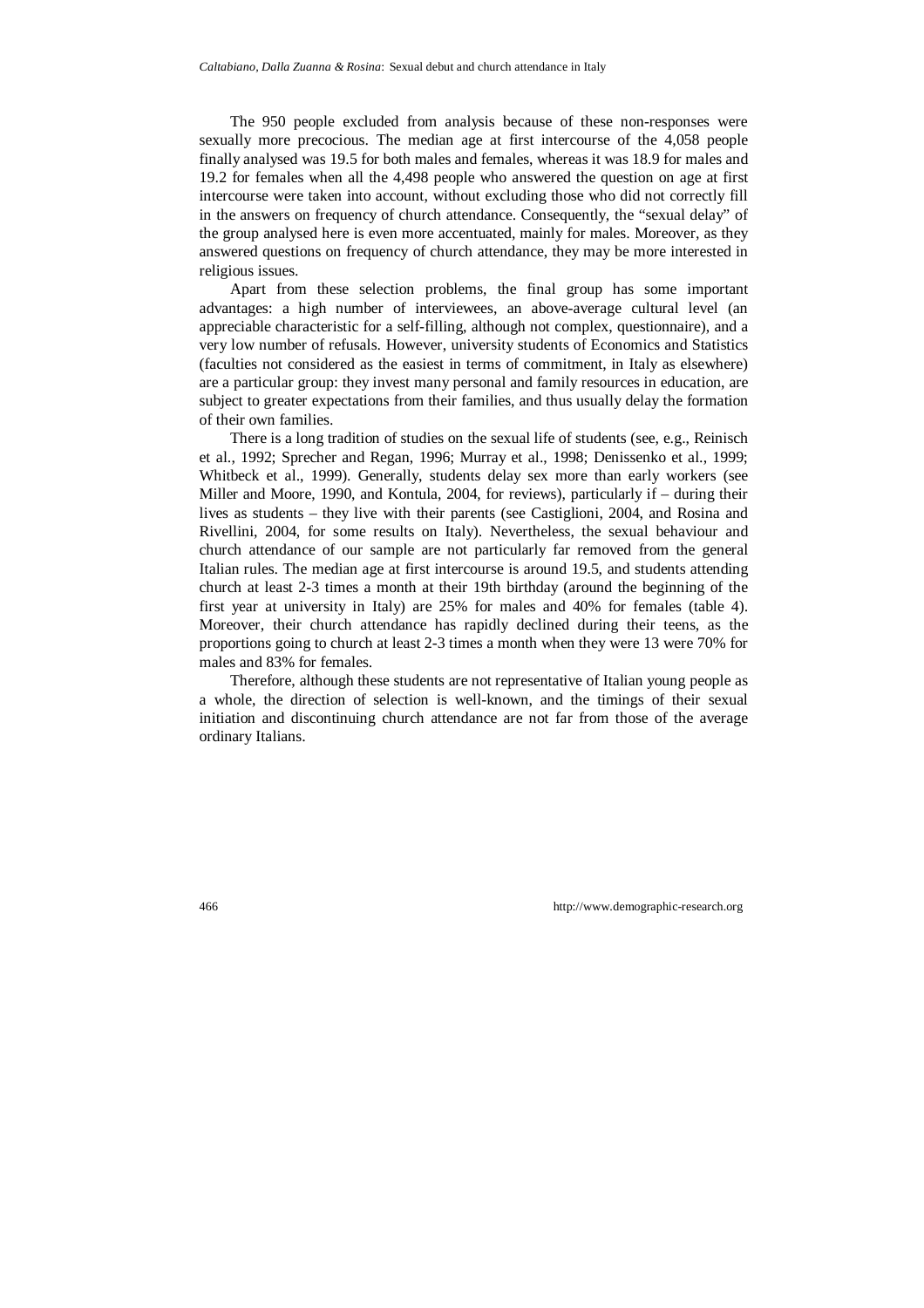The 950 people excluded from analysis because of these non-responses were sexually more precocious. The median age at first intercourse of the 4,058 people finally analysed was 19.5 for both males and females, whereas it was 18.9 for males and 19.2 for females when all the 4,498 people who answered the question on age at first intercourse were taken into account, without excluding those who did not correctly fill in the answers on frequency of church attendance. Consequently, the "sexual delay" of the group analysed here is even more accentuated, mainly for males. Moreover, as they answered questions on frequency of church attendance, they may be more interested in religious issues.

Apart from these selection problems, the final group has some important advantages: a high number of interviewees, an above-average cultural level (an appreciable characteristic for a self-filling, although not complex, questionnaire), and a very low number of refusals. However, university students of Economics and Statistics (faculties not considered as the easiest in terms of commitment, in Italy as elsewhere) are a particular group: they invest many personal and family resources in education, are subject to greater expectations from their families, and thus usually delay the formation of their own families.

There is a long tradition of studies on the sexual life of students (see, e.g., Reinisch et al., 1992; Sprecher and Regan, 1996; Murray et al., 1998; Denissenko et al., 1999; Whitbeck et al., 1999). Generally, students delay sex more than early workers (see Miller and Moore, 1990, and Kontula, 2004, for reviews), particularly if – during their lives as students – they live with their parents (see Castiglioni, 2004, and Rosina and Rivellini, 2004, for some results on Italy). Nevertheless, the sexual behaviour and church attendance of our sample are not particularly far removed from the general Italian rules. The median age at first intercourse is around 19.5, and students attending church at least 2-3 times a month at their 19th birthday (around the beginning of the first year at university in Italy) are 25% for males and 40% for females (table 4). Moreover, their church attendance has rapidly declined during their teens, as the proportions going to church at least 2-3 times a month when they were 13 were 70% for males and 83% for females.

Therefore, although these students are not representative of Italian young people as a whole, the direction of selection is well-known, and the timings of their sexual initiation and discontinuing church attendance are not far from those of the average ordinary Italians.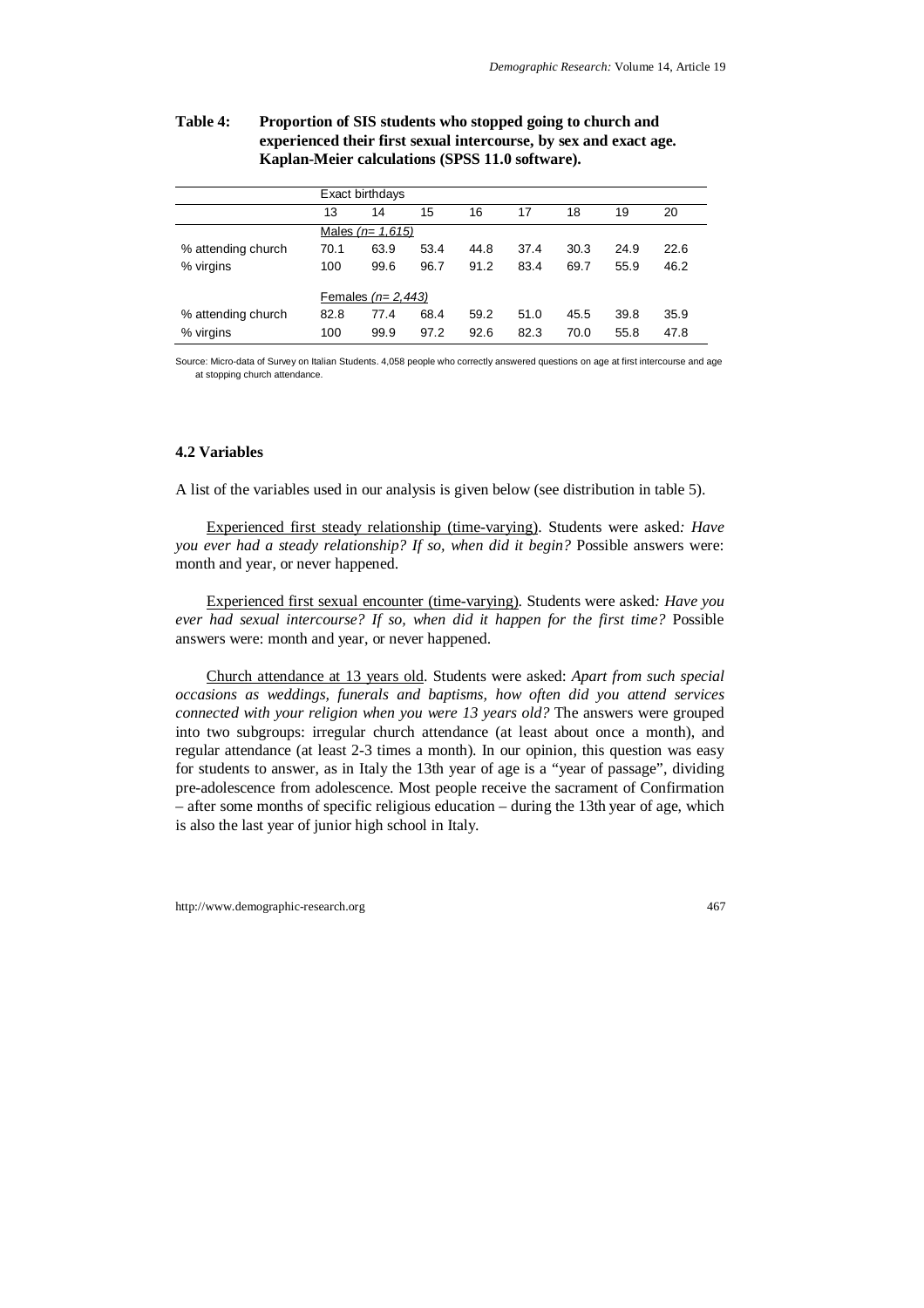**Table 4: Proportion of SIS students who stopped going to church and experienced their first sexual intercourse, by sex and exact age. Kaplan-Meier calculations (SPSS 11.0 software).**

| | Exact birthdays | | | | | | | |
|---|---|---|---|---|---|---|---|---|
| | 13 | 14 | 15 | 16 | 17 | 18 | 19 | 20 |
| | Males *(n= 1,615)* | | | | | | | |
| % attending church | 70.1 | 63.9 | 53.4 | 44.8 | 37.4 | 30.3 | 24.9 | 22.6 |
| % virgins | 100 | 99.6 | 96.7 | 91.2 | 83.4 | 69.7 | 55.9 | 46.2 |
| | Females *(n= 2,443)* | | | | | | | |
| % attending church | 82.8 | 77.4 | 68.4 | 59.2 | 51.0 | 45.5 | 39.8 | 35.9 |
| % virgins | 100 | 99.9 | 97.2 | 92.6 | 82.3 | 70.0 | 55.8 | 47.8 |

Source: Micro-data of Survey on Italian Students. 4,058 people who correctly answered questions on age at first intercourse and age at stopping church attendance.

### 4.2 Variables

A list of the variables used in our analysis is given below (see distribution in table 5).

Experienced first steady relationship (time-varying). Students were asked*: Have you ever had a steady relationship? If so, when did it begin?* Possible answers were: month and year, or never happened.

Experienced first sexual encounter (time-varying). Students were asked*: Have you ever had sexual intercourse? If so, when did it happen for the first time?* Possible answers were: month and year, or never happened.

Church attendance at 13 years old. Students were asked: *Apart from such special occasions as weddings, funerals and baptisms, how often did you attend services connected with your religion when you were 13 years old?* The answers were grouped into two subgroups: irregular church attendance (at least about once a month), and regular attendance (at least 2-3 times a month). In our opinion, this question was easy for students to answer, as in Italy the 13th year of age is a "year of passage", dividing pre-adolescence from adolescence. Most people receive the sacrament of Confirmation – after some months of specific religious education – during the 13th year of age, which is also the last year of junior high school in Italy.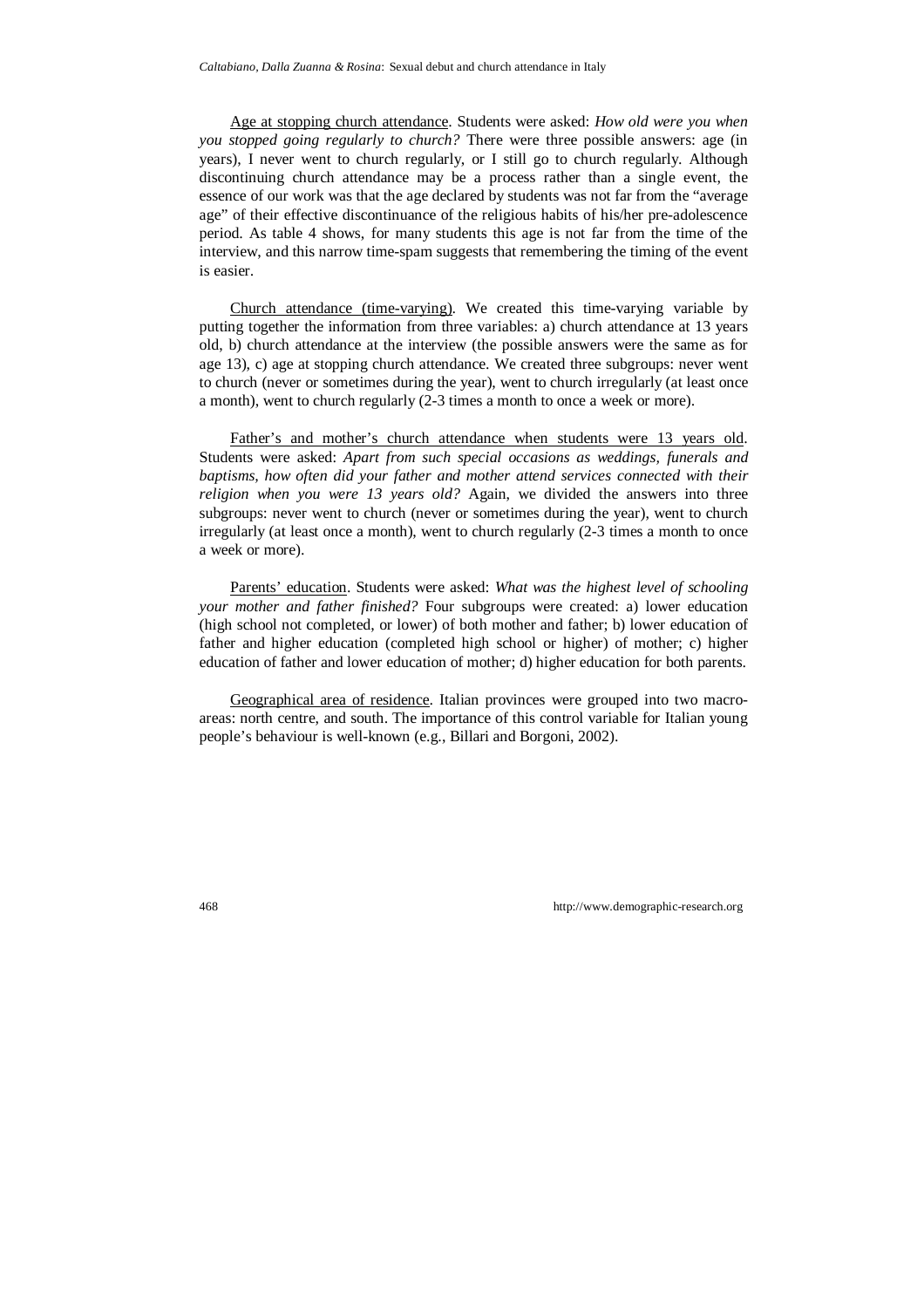Age at stopping church attendance. Students were asked: *How old were you when you stopped going regularly to church?* There were three possible answers: age (in years), I never went to church regularly, or I still go to church regularly. Although discontinuing church attendance may be a process rather than a single event, the essence of our work was that the age declared by students was not far from the "average age" of their effective discontinuance of the religious habits of his/her pre-adolescence period. As table 4 shows, for many students this age is not far from the time of the interview, and this narrow time-spam suggests that remembering the timing of the event is easier.

Church attendance (time-varying). We created this time-varying variable by putting together the information from three variables: a) church attendance at 13 years old, b) church attendance at the interview (the possible answers were the same as for age 13), c) age at stopping church attendance. We created three subgroups: never went to church (never or sometimes during the year), went to church irregularly (at least once a month), went to church regularly (2-3 times a month to once a week or more).

Father's and mother's church attendance when students were 13 years old. Students were asked: *Apart from such special occasions as weddings, funerals and baptisms, how often did your father and mother attend services connected with their religion when you were 13 years old?* Again, we divided the answers into three subgroups: never went to church (never or sometimes during the year), went to church irregularly (at least once a month), went to church regularly (2-3 times a month to once a week or more).

Parents' education. Students were asked: *What was the highest level of schooling your mother and father finished?* Four subgroups were created: a) lower education (high school not completed, or lower) of both mother and father; b) lower education of father and higher education (completed high school or higher) of mother; c) higher education of father and lower education of mother; d) higher education for both parents.

Geographical area of residence. Italian provinces were grouped into two macro-areas: north centre, and south. The importance of this control variable for Italian young people's behaviour is well-known (e.g., Billari and Borgoni, 2002).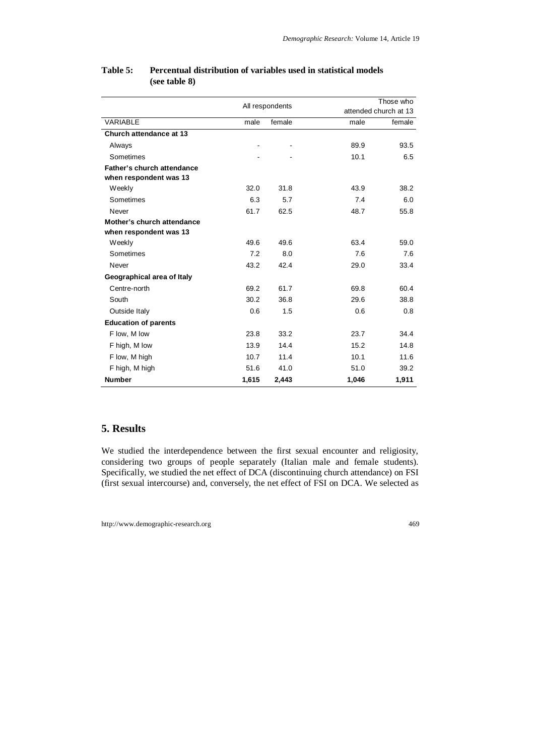**Table 5: Percentual distribution of variables used in statistical models (see table 8)**

| | All respondents | | Those who attended church at 13 | |
|---|---|---|---|---|
| VARIABLE | male | female | male | female |
| **Church attendance at 13** | | | | |
| Always | - | - | 89.9 | 93.5 |
| Sometimes | - | - | 10.1 | 6.5 |
| **Father's church attendance when respondent was 13** | | | | |
| Weekly | 32.0 | 31.8 | 43.9 | 38.2 |
| Sometimes | 6.3 | 5.7 | 7.4 | 6.0 |
| Never | 61.7 | 62.5 | 48.7 | 55.8 |
| **Mother's church attendance when respondent was 13** | | | | |
| Weekly | 49.6 | 49.6 | 63.4 | 59.0 |
| Sometimes | 7.2 | 8.0 | 7.6 | 7.6 |
| Never | 43.2 | 42.4 | 29.0 | 33.4 |
| **Geographical area of Italy** | | | | |
| Centre-north | 69.2 | 61.7 | 69.8 | 60.4 |
| South | 30.2 | 36.8 | 29.6 | 38.8 |
| Outside Italy | 0.6 | 1.5 | 0.6 | 0.8 |
| **Education of parents** | | | | |
| F low, M low | 23.8 | 33.2 | 23.7 | 34.4 |
| F high, M low | 13.9 | 14.4 | 15.2 | 14.8 |
| F low, M high | 10.7 | 11.4 | 10.1 | 11.6 |
| F high, M high | 51.6 | 41.0 | 51.0 | 39.2 |
| **Number** | **1,615** | **2,443** | **1,046** | **1,911** |

## 5. Results

We studied the interdependence between the first sexual encounter and religiosity, considering two groups of people separately (Italian male and female students). Specifically, we studied the net effect of DCA (discontinuing church attendance) on FSI (first sexual intercourse) and, conversely, the net effect of FSI on DCA. We selected as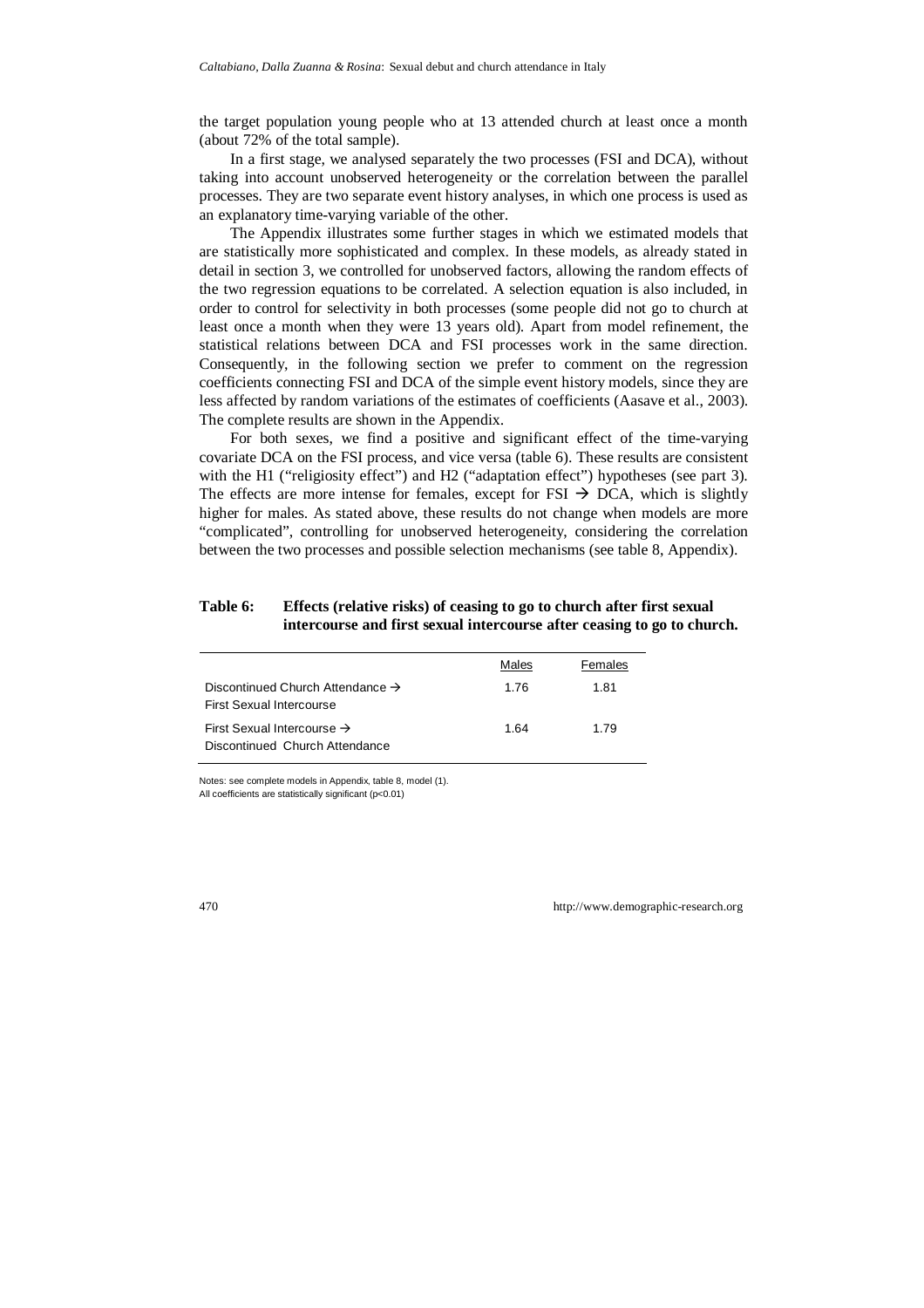the target population young people who at 13 attended church at least once a month (about 72% of the total sample).

In a first stage, we analysed separately the two processes (FSI and DCA), without taking into account unobserved heterogeneity or the correlation between the parallel processes. They are two separate event history analyses, in which one process is used as an explanatory time-varying variable of the other.

The Appendix illustrates some further stages in which we estimated models that are statistically more sophisticated and complex. In these models, as already stated in detail in section 3, we controlled for unobserved factors, allowing the random effects of the two regression equations to be correlated. A selection equation is also included, in order to control for selectivity in both processes (some people did not go to church at least once a month when they were 13 years old). Apart from model refinement, the statistical relations between DCA and FSI processes work in the same direction. Consequently, in the following section we prefer to comment on the regression coefficients connecting FSI and DCA of the simple event history models, since they are less affected by random variations of the estimates of coefficients (Aasave et al., 2003). The complete results are shown in the Appendix.

For both sexes, we find a positive and significant effect of the time-varying covariate DCA on the FSI process, and vice versa (table 6). These results are consistent with the H1 ("religiosity effect") and H2 ("adaptation effect") hypotheses (see part 3). The effects are more intense for females, except for FSI → DCA, which is slightly higher for males. As stated above, these results do not change when models are more "complicated", controlling for unobserved heterogeneity, considering the correlation between the two processes and possible selection mechanisms (see table 8, Appendix).

**Table 6: Effects (relative risks) of ceasing to go to church after first sexual intercourse and first sexual intercourse after ceasing to go to church.**

| | Males | Females |
|---|---|---|
| Discontinued Church Attendance → First Sexual Intercourse | 1.76 | 1.81 |
| First Sexual Intercourse → Discontinued Church Attendance | 1.64 | 1.79 |

Notes: see complete models in Appendix, table 8, model (1).
All coefficients are statistically significant ($p<0.01$)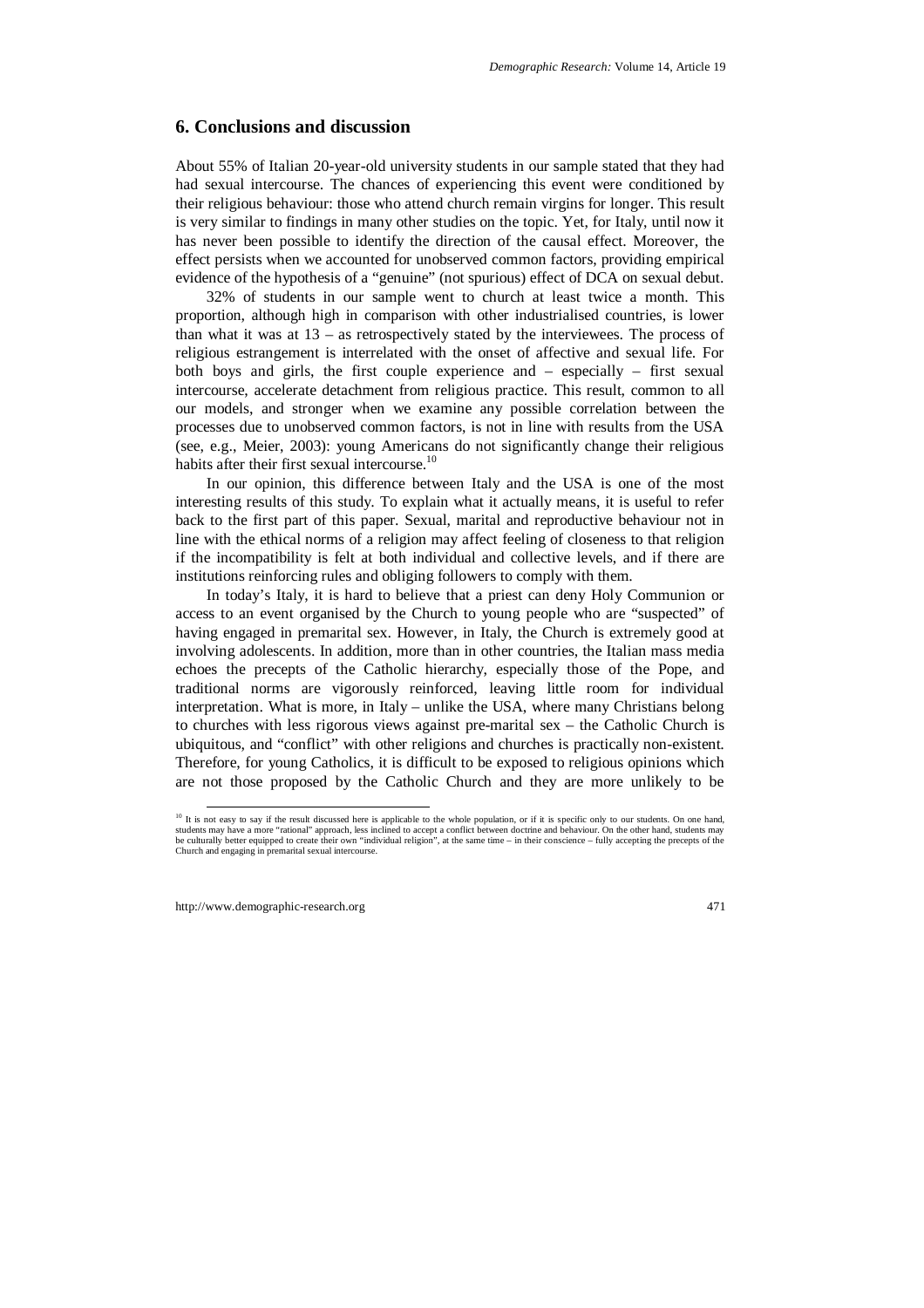## 6. Conclusions and discussion

About 55% of Italian 20-year-old university students in our sample stated that they had had sexual intercourse. The chances of experiencing this event were conditioned by their religious behaviour: those who attend church remain virgins for longer. This result is very similar to findings in many other studies on the topic. Yet, for Italy, until now it has never been possible to identify the direction of the causal effect. Moreover, the effect persists when we accounted for unobserved common factors, providing empirical evidence of the hypothesis of a "genuine" (not spurious) effect of DCA on sexual debut.

32% of students in our sample went to church at least twice a month. This proportion, although high in comparison with other industrialised countries, is lower than what it was at 13 – as retrospectively stated by the interviewees. The process of religious estrangement is interrelated with the onset of affective and sexual life. For both boys and girls, the first couple experience and – especially – first sexual intercourse, accelerate detachment from religious practice. This result, common to all our models, and stronger when we examine any possible correlation between the processes due to unobserved common factors, is not in line with results from the USA (see, e.g., Meier, 2003): young Americans do not significantly change their religious habits after their first sexual intercourse.[10]

In our opinion, this difference between Italy and the USA is one of the most interesting results of this study. To explain what it actually means, it is useful to refer back to the first part of this paper. Sexual, marital and reproductive behaviour not in line with the ethical norms of a religion may affect feeling of closeness to that religion if the incompatibility is felt at both individual and collective levels, and if there are institutions reinforcing rules and obliging followers to comply with them.

In today's Italy, it is hard to believe that a priest can deny Holy Communion or access to an event organised by the Church to young people who are "suspected" of having engaged in premarital sex. However, in Italy, the Church is extremely good at involving adolescents. In addition, more than in other countries, the Italian mass media echoes the precepts of the Catholic hierarchy, especially those of the Pope, and traditional norms are vigorously reinforced, leaving little room for individual interpretation. What is more, in Italy – unlike the USA, where many Christians belong to churches with less rigorous views against pre-marital sex – the Catholic Church is ubiquitous, and "conflict" with other religions and churches is practically non-existent. Therefore, for young Catholics, it is difficult to be exposed to religious opinions which are not those proposed by the Catholic Church and they are more unlikely to be

[10] It is not easy to say if the result discussed here is applicable to the whole population, or if it is specific only to our students. On one hand, students may have a more "rational" approach, less inclined to accept a conflict between doctrine and behaviour. On the other hand, students may be culturally better equipped to create their own "individual religion", at the same time – in their conscience – fully accepting the precepts of the Church and engaging in premarital sexual intercourse.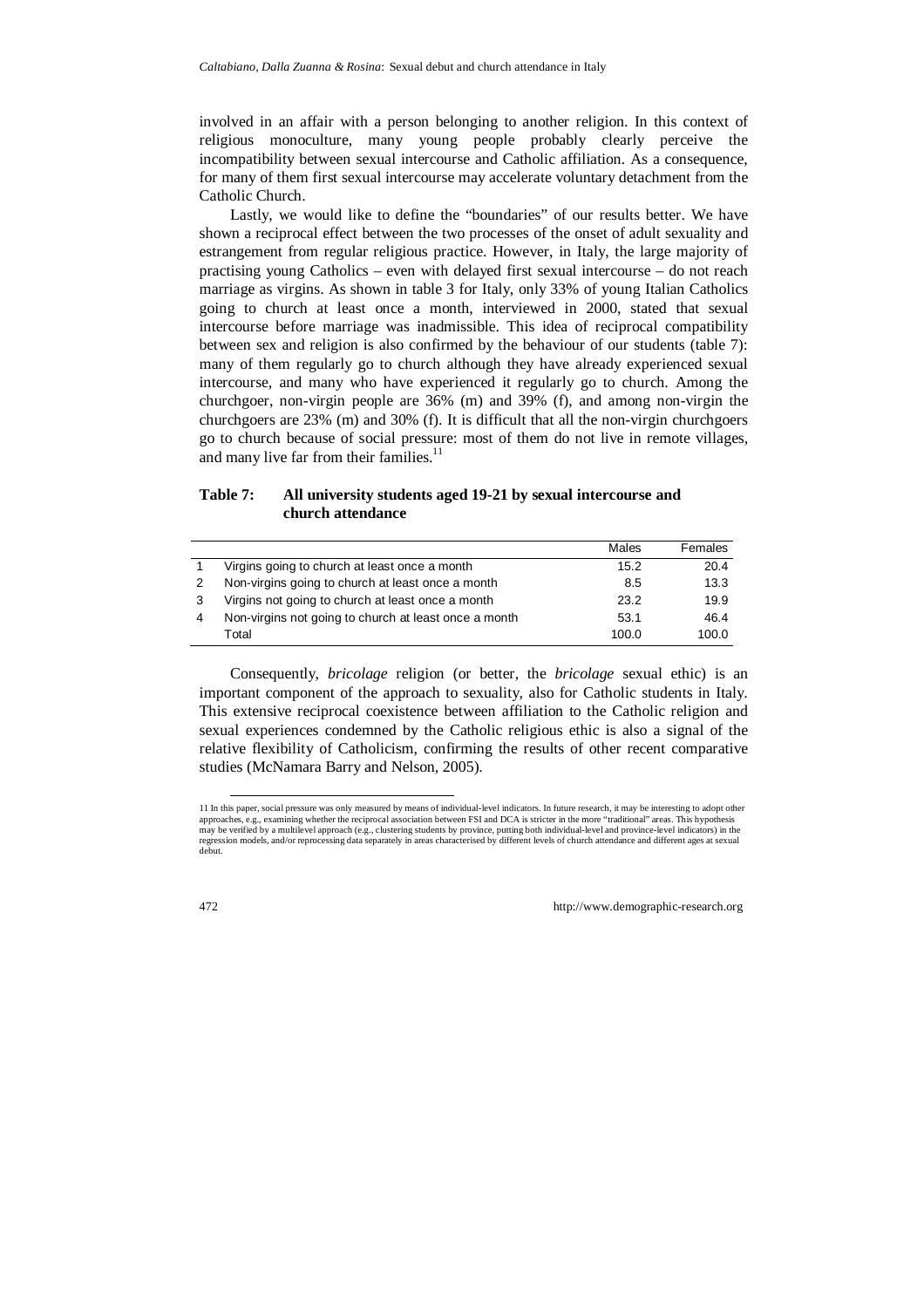involved in an affair with a person belonging to another religion. In this context of religious monoculture, many young people probably clearly perceive the incompatibility between sexual intercourse and Catholic affiliation. As a consequence, for many of them first sexual intercourse may accelerate voluntary detachment from the Catholic Church.

Lastly, we would like to define the "boundaries" of our results better. We have shown a reciprocal effect between the two processes of the onset of adult sexuality and estrangement from regular religious practice. However, in Italy, the large majority of practising young Catholics – even with delayed first sexual intercourse – do not reach marriage as virgins. As shown in table 3 for Italy, only 33% of young Italian Catholics going to church at least once a month, interviewed in 2000, stated that sexual intercourse before marriage was inadmissible. This idea of reciprocal compatibility between sex and religion is also confirmed by the behaviour of our students (table 7): many of them regularly go to church although they have already experienced sexual intercourse, and many who have experienced it regularly go to church. Among the churchgoer, non-virgin people are 36% (m) and 39% (f), and among non-virgin the churchgoers are 23% (m) and 30% (f). It is difficult that all the non-virgin churchgoers go to church because of social pressure: most of them do not live in remote villages, and many live far from their families.[11]

**Table 7: All university students aged 19-21 by sexual intercourse and church attendance**

| | | Males | Females |
|---|---|---|---|
| 1 | Virgins going to church at least once a month | 15.2 | 20.4 |
| 2 | Non-virgins going to church at least once a month | 8.5 | 13.3 |
| 3 | Virgins not going to church at least once a month | 23.2 | 19.9 |
| 4 | Non-virgins not going to church at least once a month | 53.1 | 46.4 |
| | Total | 100.0 | 100.0 |

Consequently, *bricolage* religion (or better, the *bricolage* sexual ethic) is an important component of the approach to sexuality, also for Catholic students in Italy. This extensive reciprocal coexistence between affiliation to the Catholic religion and sexual experiences condemned by the Catholic religious ethic is also a signal of the relative flexibility of Catholicism, confirming the results of other recent comparative studies (McNamara Barry and Nelson, 2005).

11 In this paper, social pressure was only measured by means of individual-level indicators. In future research, it may be interesting to adopt other approaches, e.g., examining whether the reciprocal association between FSI and DCA is stricter in the more "traditional" areas. This hypothesis may be verified by a multilevel approach (e.g., clustering students by province, putting both individual-level and province-level indicators) in the regression models, and/or reprocessing data separately in areas characterised by different levels of church attendance and different ages at sexual debut.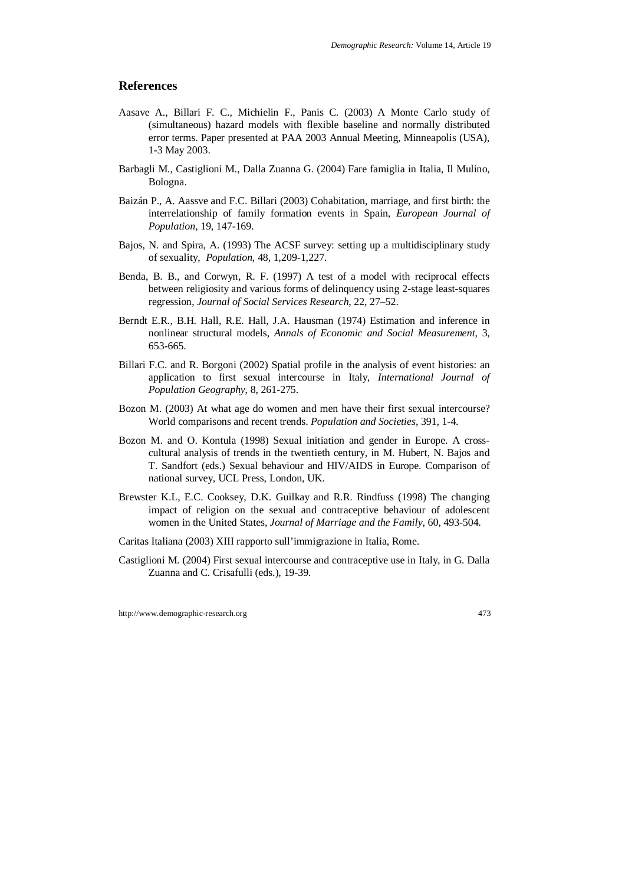## References

Aasave A., Billari F. C., Michielin F., Panis C. (2003) A Monte Carlo study of (simultaneous) hazard models with flexible baseline and normally distributed error terms. Paper presented at PAA 2003 Annual Meeting, Minneapolis (USA), 1-3 May 2003.

Barbagli M., Castiglioni M., Dalla Zuanna G. (2004) Fare famiglia in Italia, Il Mulino, Bologna.

Baizán P., A. Aassve and F.C. Billari (2003) Cohabitation, marriage, and first birth: the interrelationship of family formation events in Spain, *European Journal of Population*, 19, 147-169.

Bajos, N. and Spira, A. (1993) The ACSF survey: setting up a multidisciplinary study of sexuality, *Population*, 48, 1,209-1,227.

Benda, B. B., and Corwyn, R. F. (1997) A test of a model with reciprocal effects between religiosity and various forms of delinquency using 2-stage least-squares regression, *Journal of Social Services Research*, 22, 27–52.

Berndt E.R., B.H. Hall, R.E. Hall, J.A. Hausman (1974) Estimation and inference in nonlinear structural models, *Annals of Economic and Social Measurement*, 3, 653-665.

Billari F.C. and R. Borgoni (2002) Spatial profile in the analysis of event histories: an application to first sexual intercourse in Italy, *International Journal of Population Geography*, 8, 261-275.

Bozon M. (2003) At what age do women and men have their first sexual intercourse? World comparisons and recent trends. *Population and Societies*, 391, 1-4.

Bozon M. and O. Kontula (1998) Sexual initiation and gender in Europe. A cross-cultural analysis of trends in the twentieth century, in M. Hubert, N. Bajos and T. Sandfort (eds.) Sexual behaviour and HIV/AIDS in Europe. Comparison of national survey, UCL Press, London, UK.

Brewster K.L, E.C. Cooksey, D.K. Guilkay and R.R. Rindfuss (1998) The changing impact of religion on the sexual and contraceptive behaviour of adolescent women in the United States, *Journal of Marriage and the Family*, 60, 493-504.

Caritas Italiana (2003) XIII rapporto sull'immigrazione in Italia, Rome.

Castiglioni M. (2004) First sexual intercourse and contraceptive use in Italy, in G. Dalla Zuanna and C. Crisafulli (eds.), 19-39.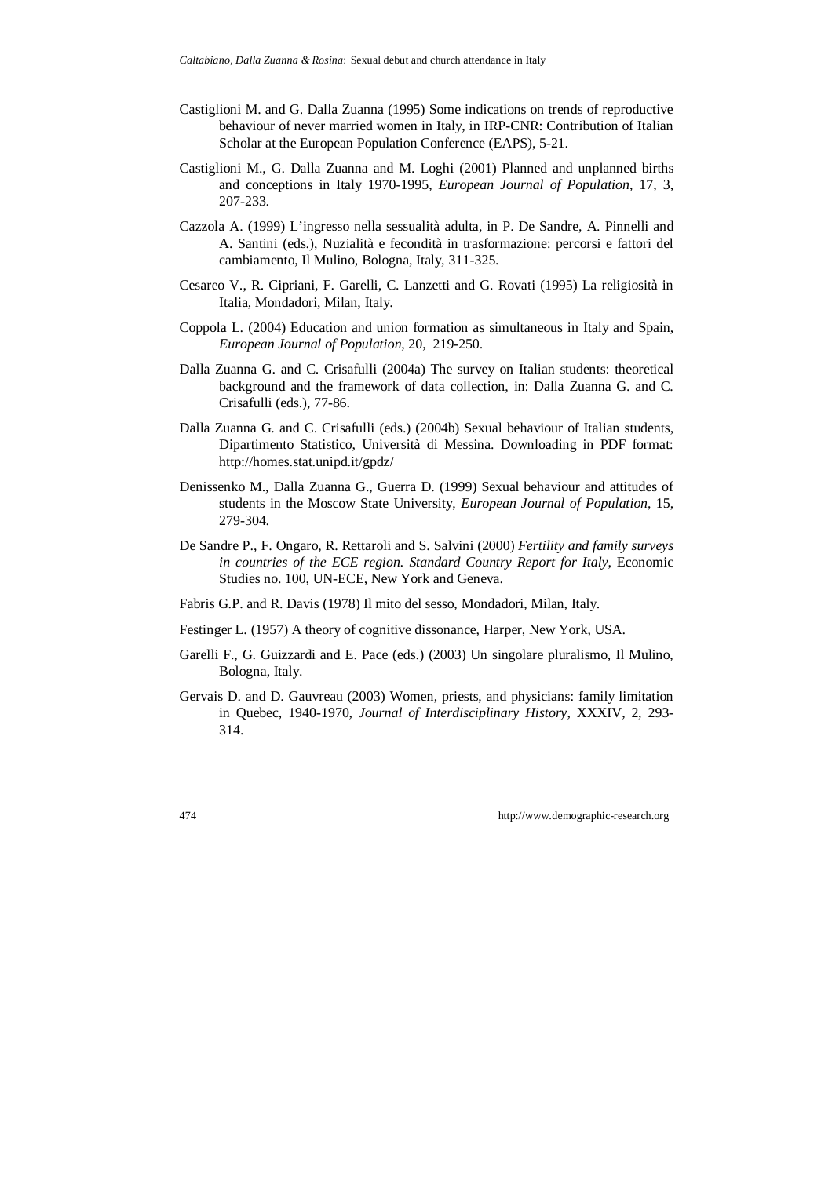Castiglioni M. and G. Dalla Zuanna (1995) Some indications on trends of reproductive behaviour of never married women in Italy, in IRP-CNR: Contribution of Italian Scholar at the European Population Conference (EAPS), 5-21.

Castiglioni M., G. Dalla Zuanna and M. Loghi (2001) Planned and unplanned births and conceptions in Italy 1970-1995, *European Journal of Population*, 17, 3, 207-233.

Cazzola A. (1999) L'ingresso nella sessualità adulta, in P. De Sandre, A. Pinnelli and A. Santini (eds.), Nuzialità e fecondità in trasformazione: percorsi e fattori del cambiamento, Il Mulino, Bologna, Italy, 311-325.

Cesareo V., R. Cipriani, F. Garelli, C. Lanzetti and G. Rovati (1995) La religiosità in Italia, Mondadori, Milan, Italy.

Coppola L. (2004) Education and union formation as simultaneous in Italy and Spain, *European Journal of Population*, 20, 219-250.

Dalla Zuanna G. and C. Crisafulli (2004a) The survey on Italian students: theoretical background and the framework of data collection, in: Dalla Zuanna G. and C. Crisafulli (eds.), 77-86.

Dalla Zuanna G. and C. Crisafulli (eds.) (2004b) Sexual behaviour of Italian students, Dipartimento Statistico, Università di Messina. Downloading in PDF format: http://homes.stat.unipd.it/gpdz/

Denissenko M., Dalla Zuanna G., Guerra D. (1999) Sexual behaviour and attitudes of students in the Moscow State University, *European Journal of Population*, 15, 279-304.

De Sandre P., F. Ongaro, R. Rettaroli and S. Salvini (2000) *Fertility and family surveys in countries of the ECE region. Standard Country Report for Italy*, Economic Studies no. 100, UN-ECE, New York and Geneva.

Fabris G.P. and R. Davis (1978) Il mito del sesso, Mondadori, Milan, Italy.

Festinger L. (1957) A theory of cognitive dissonance, Harper, New York, USA.

Garelli F., G. Guizzardi and E. Pace (eds.) (2003) Un singolare pluralismo, Il Mulino, Bologna, Italy.

Gervais D. and D. Gauvreau (2003) Women, priests, and physicians: family limitation in Quebec, 1940-1970, *Journal of Interdisciplinary History*, XXXIV, 2, 293-314.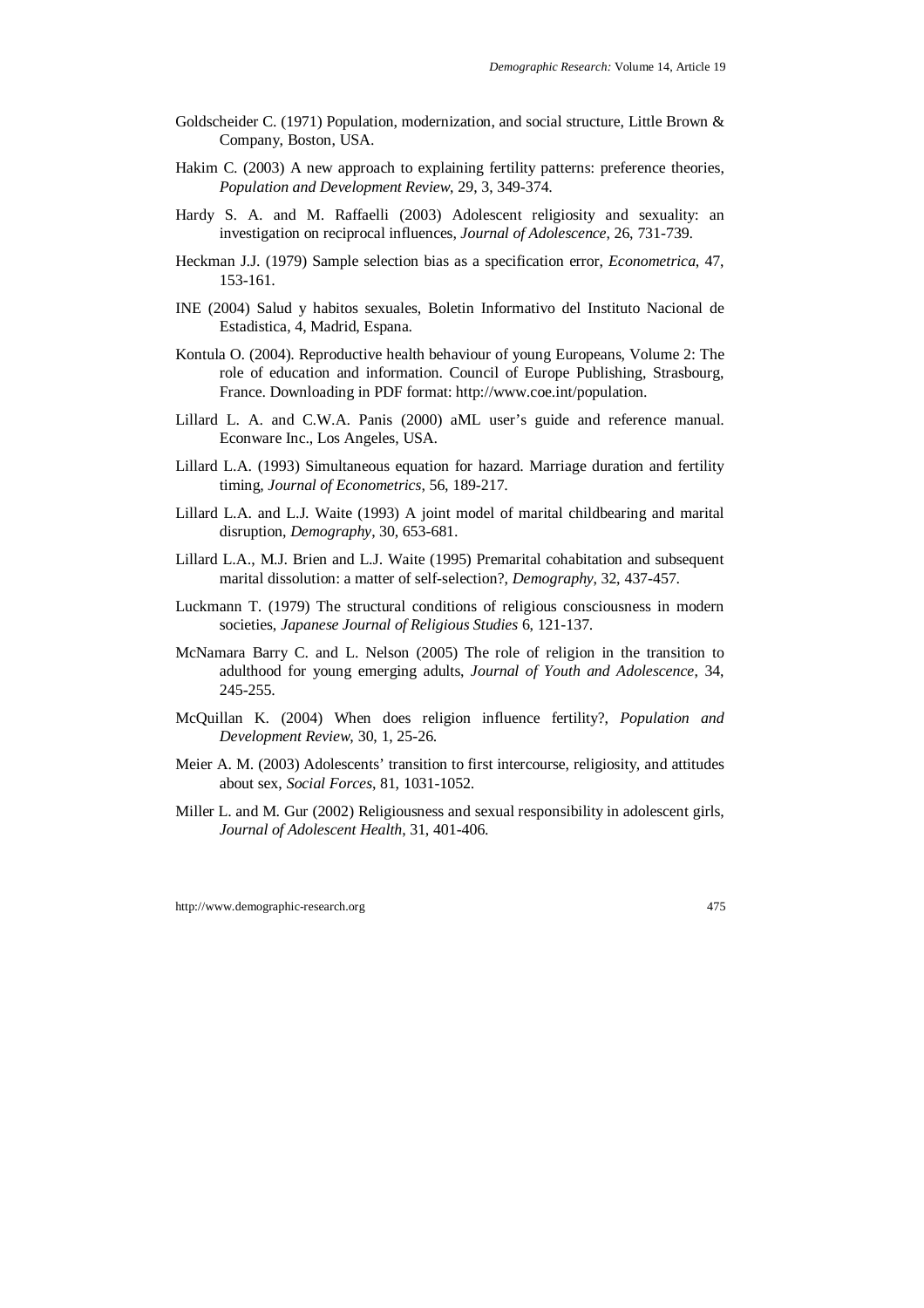Goldscheider C. (1971) Population, modernization, and social structure, Little Brown & Company, Boston, USA.

Hakim C. (2003) A new approach to explaining fertility patterns: preference theories, *Population and Development Review*, 29, 3, 349-374.

Hardy S. A. and M. Raffaelli (2003) Adolescent religiosity and sexuality: an investigation on reciprocal influences, *Journal of Adolescence*, 26, 731-739.

Heckman J.J. (1979) Sample selection bias as a specification error, *Econometrica*, 47, 153-161.

INE (2004) Salud y habitos sexuales, Boletin Informativo del Instituto Nacional de Estadistica, 4, Madrid, Espana.

Kontula O. (2004). Reproductive health behaviour of young Europeans, Volume 2: The role of education and information. Council of Europe Publishing, Strasbourg, France. Downloading in PDF format: http://www.coe.int/population.

Lillard L. A. and C.W.A. Panis (2000) aML user's guide and reference manual. Econware Inc., Los Angeles, USA.

Lillard L.A. (1993) Simultaneous equation for hazard. Marriage duration and fertility timing, *Journal of Econometrics*, 56, 189-217.

Lillard L.A. and L.J. Waite (1993) A joint model of marital childbearing and marital disruption, *Demography*, 30, 653-681.

Lillard L.A., M.J. Brien and L.J. Waite (1995) Premarital cohabitation and subsequent marital dissolution: a matter of self-selection?, *Demography*, 32, 437-457.

Luckmann T. (1979) The structural conditions of religious consciousness in modern societies, *Japanese Journal of Religious Studies* 6, 121-137.

McNamara Barry C. and L. Nelson (2005) The role of religion in the transition to adulthood for young emerging adults, *Journal of Youth and Adolescence*, 34, 245-255.

McQuillan K. (2004) When does religion influence fertility?, *Population and Development Review*, 30, 1, 25-26.

Meier A. M. (2003) Adolescents' transition to first intercourse, religiosity, and attitudes about sex, *Social Forces*, 81, 1031-1052.

Miller L. and M. Gur (2002) Religiousness and sexual responsibility in adolescent girls, *Journal of Adolescent Health*, 31, 401-406.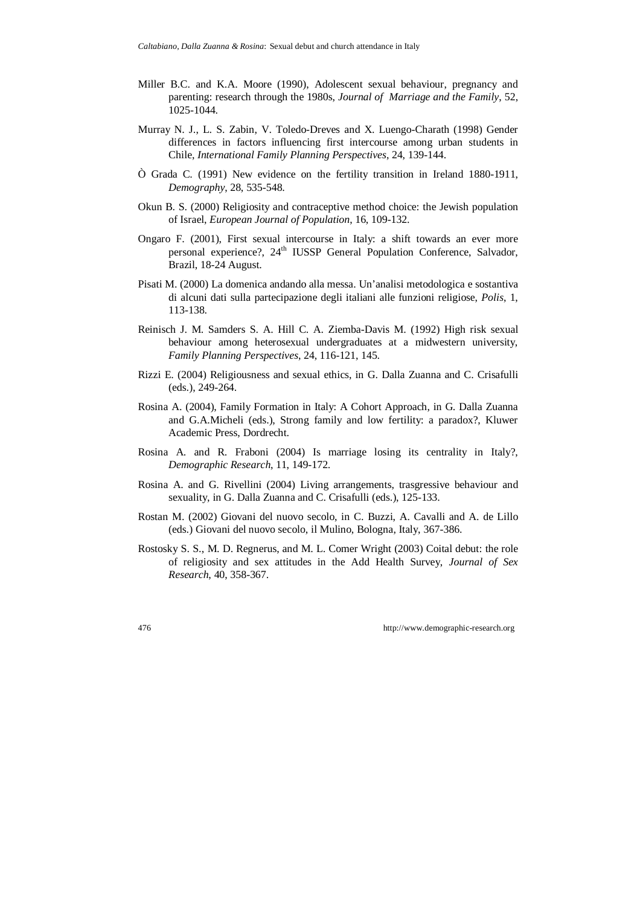Miller B.C. and K.A. Moore (1990), Adolescent sexual behaviour, pregnancy and parenting: research through the 1980s, *Journal of Marriage and the Family*, 52, 1025-1044.

Murray N. J., L. S. Zabin, V. Toledo-Dreves and X. Luengo-Charath (1998) Gender differences in factors influencing first intercourse among urban students in Chile, *International Family Planning Perspectives*, 24, 139-144.

Ò Grada C. (1991) New evidence on the fertility transition in Ireland 1880-1911, *Demography*, 28, 535-548.

Okun B. S. (2000) Religiosity and contraceptive method choice: the Jewish population of Israel, *European Journal of Population*, 16, 109-132.

Ongaro F. (2001), First sexual intercourse in Italy: a shift towards an ever more personal experience?, 24th IUSSP General Population Conference, Salvador, Brazil, 18-24 August.

Pisati M. (2000) La domenica andando alla messa. Un'analisi metodologica e sostantiva di alcuni dati sulla partecipazione degli italiani alle funzioni religiose, *Polis*, 1, 113-138.

Reinisch J. M. Samders S. A. Hill C. A. Ziemba-Davis M. (1992) High risk sexual behaviour among heterosexual undergraduates at a midwestern university, *Family Planning Perspectives*, 24, 116-121, 145.

Rizzi E. (2004) Religiousness and sexual ethics, in G. Dalla Zuanna and C. Crisafulli (eds.), 249-264.

Rosina A. (2004), Family Formation in Italy: A Cohort Approach, in G. Dalla Zuanna and G.A.Micheli (eds.), Strong family and low fertility: a paradox?, Kluwer Academic Press, Dordrecht.

Rosina A. and R. Fraboni (2004) Is marriage losing its centrality in Italy?, *Demographic Research*, 11, 149-172.

Rosina A. and G. Rivellini (2004) Living arrangements, trasgressive behaviour and sexuality, in G. Dalla Zuanna and C. Crisafulli (eds.), 125-133.

Rostan M. (2002) Giovani del nuovo secolo, in C. Buzzi, A. Cavalli and A. de Lillo (eds.) Giovani del nuovo secolo, il Mulino, Bologna, Italy, 367-386.

Rostosky S. S., M. D. Regnerus, and M. L. Comer Wright (2003) Coital debut: the role of religiosity and sex attitudes in the Add Health Survey, *Journal of Sex Research*, 40, 358-367.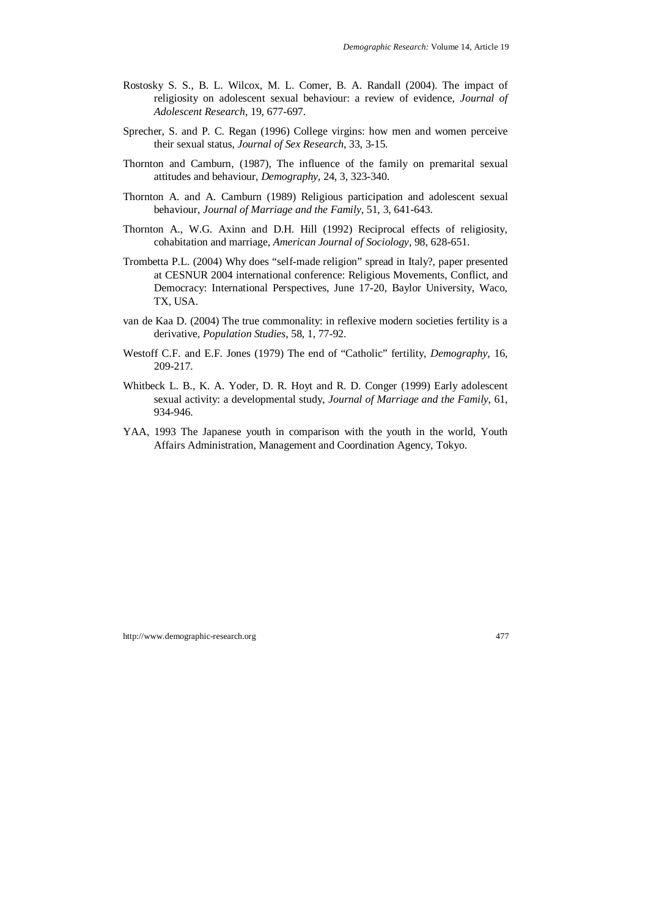Rostosky S. S., B. L. Wilcox, M. L. Comer, B. A. Randall (2004). The impact of religiosity on adolescent sexual behaviour: a review of evidence, *Journal of Adolescent Research*, 19, 677-697.

Sprecher, S. and P. C. Regan (1996) College virgins: how men and women perceive their sexual status, *Journal of Sex Research*, 33, 3-15.

Thornton and Camburn, (1987), The influence of the family on premarital sexual attitudes and behaviour, *Demography*, 24, 3, 323-340.

Thornton A. and A. Camburn (1989) Religious participation and adolescent sexual behaviour, *Journal of Marriage and the Family*, 51, 3, 641-643.

Thornton A., W.G. Axinn and D.H. Hill (1992) Reciprocal effects of religiosity, cohabitation and marriage, *American Journal of Sociology*, 98, 628-651.

Trombetta P.L. (2004) Why does "self-made religion" spread in Italy?, paper presented at CESNUR 2004 international conference: Religious Movements, Conflict, and Democracy: International Perspectives, June 17-20, Baylor University, Waco, TX, USA.

van de Kaa D. (2004) The true commonality: in reflexive modern societies fertility is a derivative, *Population Studies*, 58, 1, 77-92.

Westoff C.F. and E.F. Jones (1979) The end of "Catholic" fertility, *Demography*, 16, 209-217.

Whitbeck L. B., K. A. Yoder, D. R. Hoyt and R. D. Conger (1999) Early adolescent sexual activity: a developmental study, *Journal of Marriage and the Family*, 61, 934-946.

YAA, 1993 The Japanese youth in comparison with the youth in the world, Youth Affairs Administration, Management and Coordination Agency, Tokyo.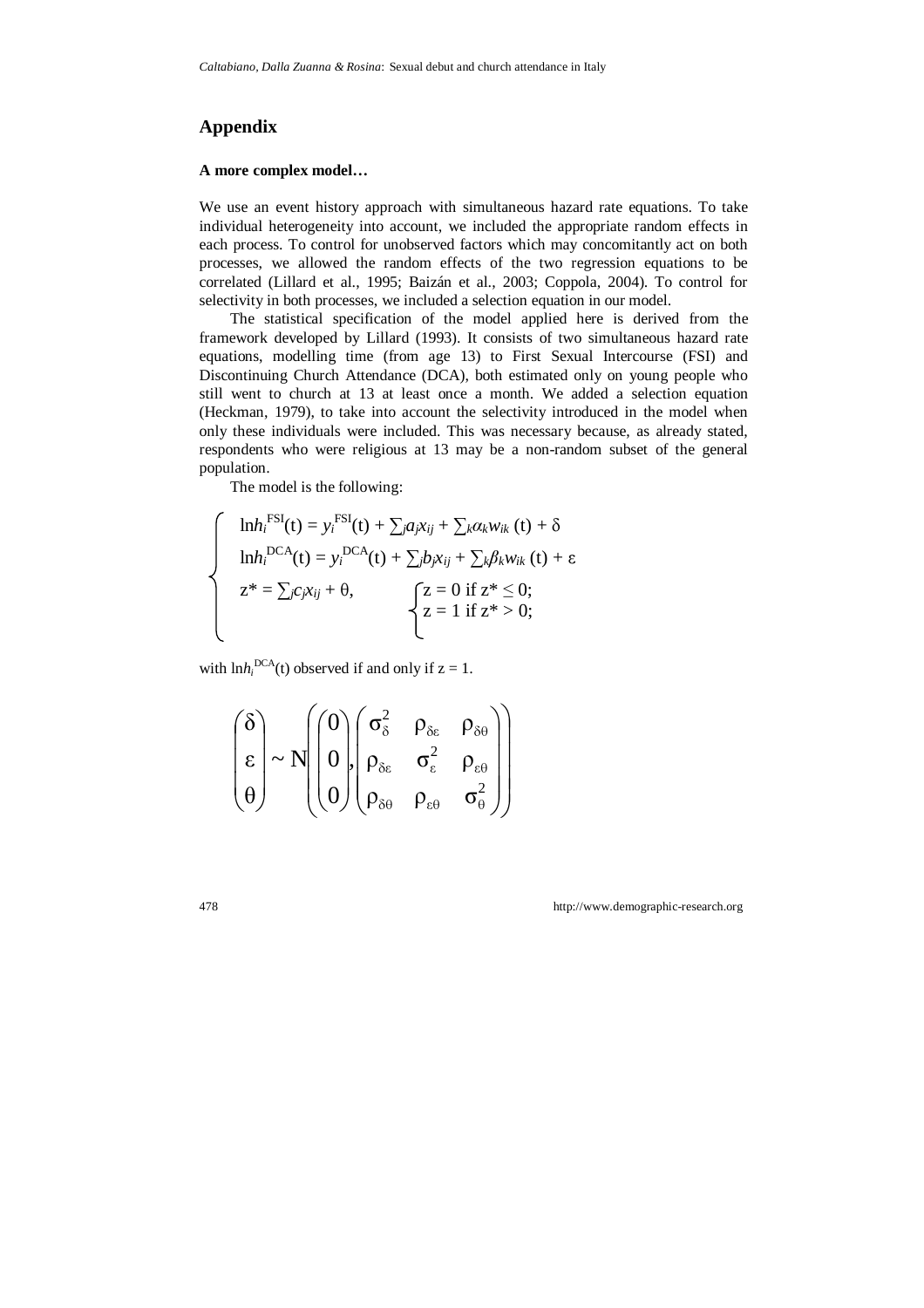## Appendix

### A more complex model…

We use an event history approach with simultaneous hazard rate equations. To take individual heterogeneity into account, we included the appropriate random effects in each process. To control for unobserved factors which may concomitantly act on both processes, we allowed the random effects of the two regression equations to be correlated (Lillard et al., 1995; Baizán et al., 2003; Coppola, 2004). To control for selectivity in both processes, we included a selection equation in our model.

The statistical specification of the model applied here is derived from the framework developed by Lillard (1993). It consists of two simultaneous hazard rate equations, modelling time (from age 13) to First Sexual Intercourse (FSI) and Discontinuing Church Attendance (DCA), both estimated only on young people who still went to church at 13 at least once a month. We added a selection equation (Heckman, 1979), to take into account the selectivity introduced in the model when only these individuals were included. This was necessary because, as already stated, respondents who were religious at 13 may be a non-random subset of the general population.

The model is the following:

$$
\begin{cases}
\ln h_i^{\mathrm{FSI}}(t) = y_i^{\mathrm{FSI}}(t) + \sum_j a_j x_{ij} + \sum_k \alpha_k w_{ik}(t) + \delta \\
\ln h_i^{\mathrm{DCA}}(t) = y_i^{\mathrm{DCA}}(t) + \sum_j b_j x_{ij} + \sum_k \beta_k w_{ik}(t) + \varepsilon \\
z^* = \sum_j c_j x_{ij} + \theta, \qquad \begin{cases} z = 0 \text{ if } z^* \leq 0; \\ z = 1 \text{ if } z^* > 0; \end{cases}
\end{cases}
$$

with $\ln h_i^{\mathrm{DCA}}(t)$ observed if and only if $z = 1$.

$$
\begin{pmatrix} \delta \\ \varepsilon \\ \theta \end{pmatrix} \sim N\left( \begin{pmatrix} 0 \\ 0 \\ 0 \end{pmatrix}, \begin{pmatrix} \sigma_\delta^2 & \rho_{\delta\varepsilon} & \rho_{\delta\theta} \\ \rho_{\delta\varepsilon} & \sigma_\varepsilon^2 & \rho_{\varepsilon\theta} \\ \rho_{\delta\theta} & \rho_{\varepsilon\theta} & \sigma_\theta^2 \end{pmatrix} \right)
$$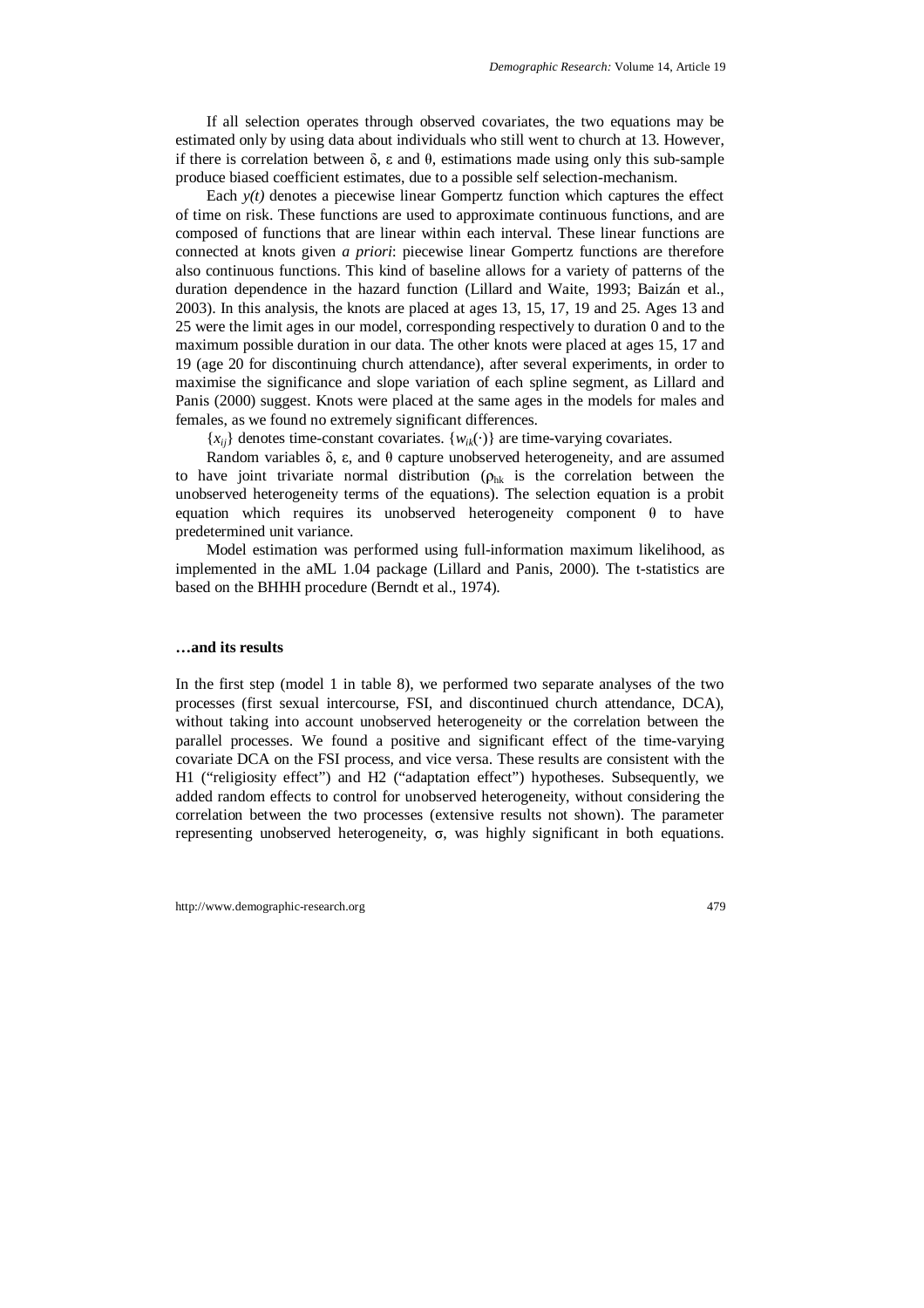If all selection operates through observed covariates, the two equations may be estimated only by using data about individuals who still went to church at 13. However, if there is correlation between $\delta$, $\varepsilon$ and $\theta$, estimations made using only this sub-sample produce biased coefficient estimates, due to a possible self selection-mechanism.

Each $y(t)$ denotes a piecewise linear Gompertz function which captures the effect of time on risk. These functions are used to approximate continuous functions, and are composed of functions that are linear within each interval. These linear functions are connected at knots given *a priori*: piecewise linear Gompertz functions are therefore also continuous functions. This kind of baseline allows for a variety of patterns of the duration dependence in the hazard function (Lillard and Waite, 1993; Baizán et al., 2003). In this analysis, the knots are placed at ages 13, 15, 17, 19 and 25. Ages 13 and 25 were the limit ages in our model, corresponding respectively to duration 0 and to the maximum possible duration in our data. The other knots were placed at ages 15, 17 and 19 (age 20 for discontinuing church attendance), after several experiments, in order to maximise the significance and slope variation of each spline segment, as Lillard and Panis (2000) suggest. Knots were placed at the same ages in the models for males and females, as we found no extremely significant differences.

$\{x_{ij}\}$ denotes time-constant covariates. $\{w_{ik}(\cdot)\}$ are time-varying covariates.

Random variables $\delta$, $\varepsilon$, and $\theta$ capture unobserved heterogeneity, and are assumed to have joint trivariate normal distribution ($\rho_{hk}$ is the correlation between the unobserved heterogeneity terms of the equations). The selection equation is a probit equation which requires its unobserved heterogeneity component $\theta$ to have predetermined unit variance.

Model estimation was performed using full-information maximum likelihood, as implemented in the aML 1.04 package (Lillard and Panis, 2000). The t-statistics are based on the BHHH procedure (Berndt et al., 1974).

### …and its results

In the first step (model 1 in table 8), we performed two separate analyses of the two processes (first sexual intercourse, FSI, and discontinued church attendance, DCA), without taking into account unobserved heterogeneity or the correlation between the parallel processes. We found a positive and significant effect of the time-varying covariate DCA on the FSI process, and vice versa. These results are consistent with the H1 ("religiosity effect") and H2 ("adaptation effect") hypotheses. Subsequently, we added random effects to control for unobserved heterogeneity, without considering the correlation between the two processes (extensive results not shown). The parameter representing unobserved heterogeneity, $\sigma$, was highly significant in both equations.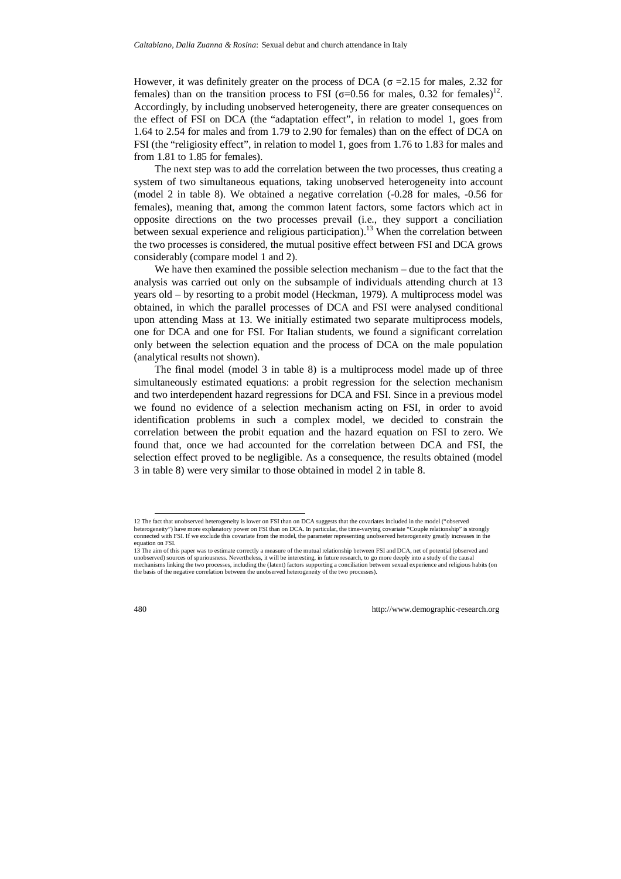However, it was definitely greater on the process of DCA ($\sigma$ =2.15 for males, 2.32 for females) than on the transition process to FSI ($\sigma$=0.56 for males, 0.32 for females)[12]. Accordingly, by including unobserved heterogeneity, there are greater consequences on the effect of FSI on DCA (the "adaptation effect", in relation to model 1, goes from 1.64 to 2.54 for males and from 1.79 to 2.90 for females) than on the effect of DCA on FSI (the "religiosity effect", in relation to model 1, goes from 1.76 to 1.83 for males and from 1.81 to 1.85 for females).

The next step was to add the correlation between the two processes, thus creating a system of two simultaneous equations, taking unobserved heterogeneity into account (model 2 in table 8). We obtained a negative correlation (-0.28 for males, -0.56 for females), meaning that, among the common latent factors, some factors which act in opposite directions on the two processes prevail (i.e., they support a conciliation between sexual experience and religious participation).[13] When the correlation between the two processes is considered, the mutual positive effect between FSI and DCA grows considerably (compare model 1 and 2).

We have then examined the possible selection mechanism – due to the fact that the analysis was carried out only on the subsample of individuals attending church at 13 years old – by resorting to a probit model (Heckman, 1979). A multiprocess model was obtained, in which the parallel processes of DCA and FSI were analysed conditional upon attending Mass at 13. We initially estimated two separate multiprocess models, one for DCA and one for FSI. For Italian students, we found a significant correlation only between the selection equation and the process of DCA on the male population (analytical results not shown).

The final model (model 3 in table 8) is a multiprocess model made up of three simultaneously estimated equations: a probit regression for the selection mechanism and two interdependent hazard regressions for DCA and FSI. Since in a previous model we found no evidence of a selection mechanism acting on FSI, in order to avoid identification problems in such a complex model, we decided to constrain the correlation between the probit equation and the hazard equation on FSI to zero. We found that, once we had accounted for the correlation between DCA and FSI, the selection effect proved to be negligible. As a consequence, the results obtained (model 3 in table 8) were very similar to those obtained in model 2 in table 8.

---

12 The fact that unobserved heterogeneity is lower on FSI than on DCA suggests that the covariates included in the model ("observed heterogeneity") have more explanatory power on FSI than on DCA. In particular, the time-varying covariate "Couple relationship" is strongly connected with FSI. If we exclude this covariate from the model, the parameter representing unobserved heterogeneity greatly increases in the equation on FSI.

13 The aim of this paper was to estimate correctly a measure of the mutual relationship between FSI and DCA, net of potential (observed and unobserved) sources of spuriousness. Nevertheless, it will be interesting, in future research, to go more deeply into a study of the causal mechanisms linking the two processes, including the (latent) factors supporting a conciliation between sexual experience and religious habits (on the basis of the negative correlation between the unobserved heterogeneity of the two processes).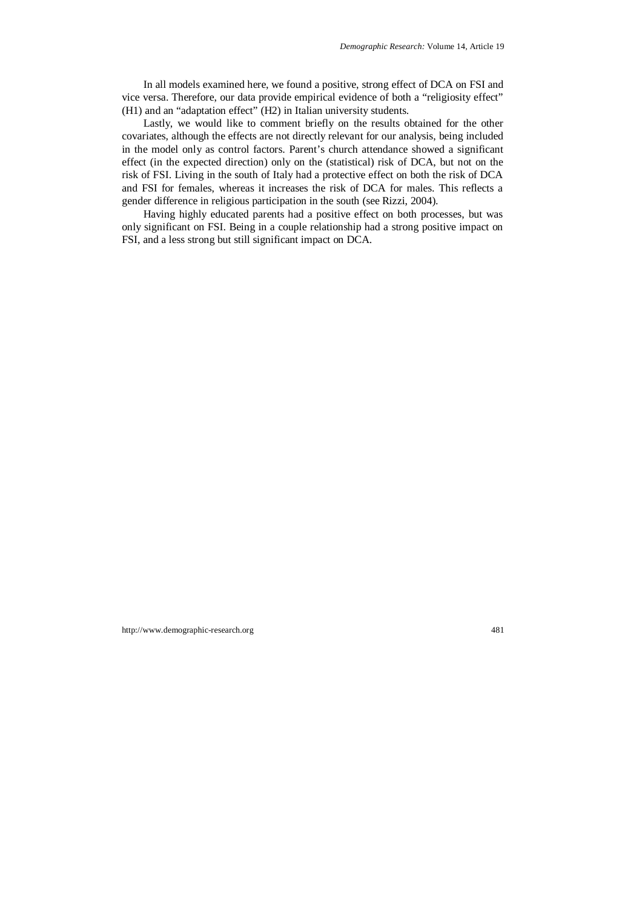In all models examined here, we found a positive, strong effect of DCA on FSI and vice versa. Therefore, our data provide empirical evidence of both a "religiosity effect" (H1) and an "adaptation effect" (H2) in Italian university students.

Lastly, we would like to comment briefly on the results obtained for the other covariates, although the effects are not directly relevant for our analysis, being included in the model only as control factors. Parent's church attendance showed a significant effect (in the expected direction) only on the (statistical) risk of DCA, but not on the risk of FSI. Living in the south of Italy had a protective effect on both the risk of DCA and FSI for females, whereas it increases the risk of DCA for males. This reflects a gender difference in religious participation in the south (see Rizzi, 2004).

Having highly educated parents had a positive effect on both processes, but was only significant on FSI. Being in a couple relationship had a strong positive impact on FSI, and a less strong but still significant impact on DCA.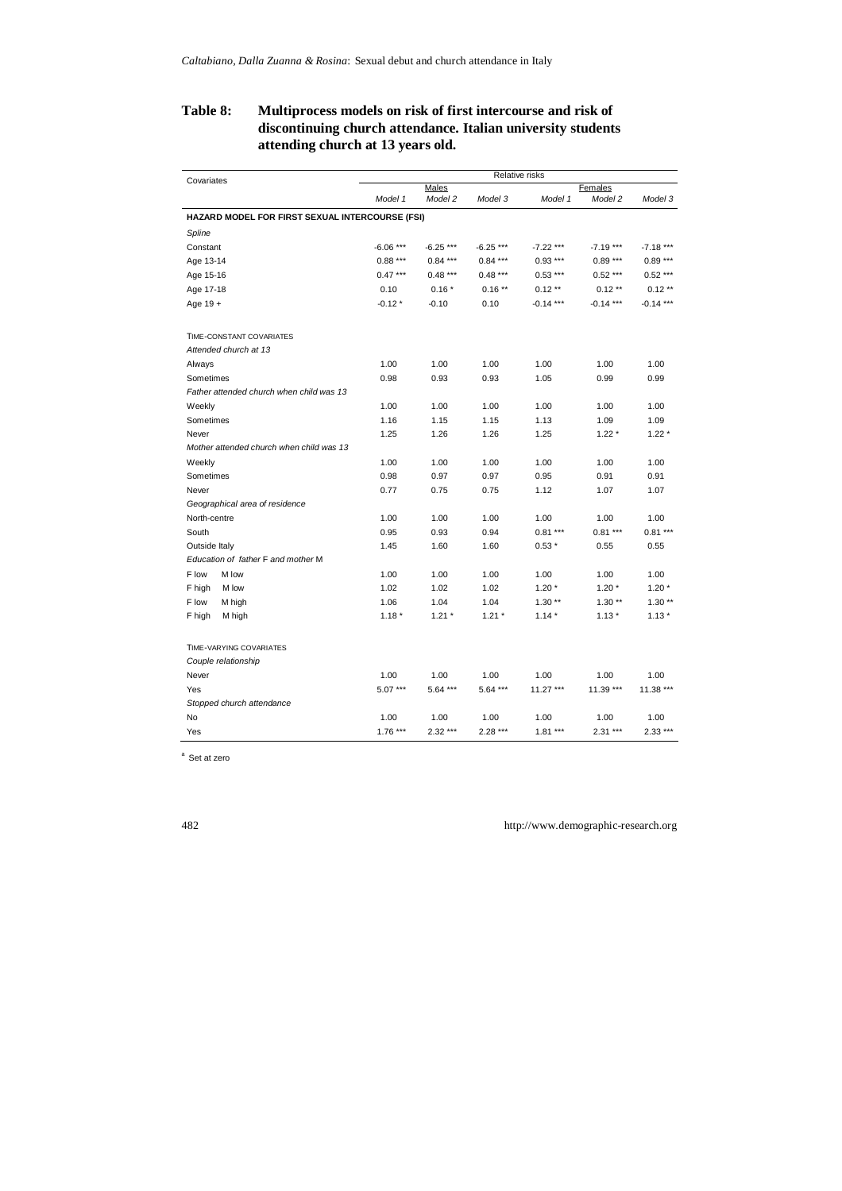**Table 8: Multiprocess models on risk of first intercourse and risk of discontinuing church attendance. Italian university students attending church at 13 years old.**

| Covariates | Relative risks | | | | | |
|---|---|---|---|---|---|---|
| | Males | | | Females | | |
| | *Model 1* | *Model 2* | *Model 3* | *Model 1* | *Model 2* | *Model 3* |
| **HAZARD MODEL FOR FIRST SEXUAL INTERCOURSE (FSI)** | | | | | | |
| *Spline* | | | | | | |
| Constant | -6.06 *** | -6.25 *** | -6.25 *** | -7.22 *** | -7.19 *** | -7.18 *** |
| Age 13-14 | 0.88 *** | 0.84 *** | 0.84 *** | 0.93 *** | 0.89 *** | 0.89 *** |
| Age 15-16 | 0.47 *** | 0.48 *** | 0.48 *** | 0.53 *** | 0.52 *** | 0.52 *** |
| Age 17-18 | 0.10 | 0.16 * | 0.16 ** | 0.12 ** | 0.12 ** | 0.12 ** |
| Age 19 + | -0.12 * | -0.10 | 0.10 | -0.14 *** | -0.14 *** | -0.14 *** |
| TIME-CONSTANT COVARIATES | | | | | | |
| *Attended church at 13* | | | | | | |
| Always | 1.00 | 1.00 | 1.00 | 1.00 | 1.00 | 1.00 |
| Sometimes | 0.98 | 0.93 | 0.93 | 1.05 | 0.99 | 0.99 |
| *Father attended church when child was 13* | | | | | | |
| Weekly | 1.00 | 1.00 | 1.00 | 1.00 | 1.00 | 1.00 |
| Sometimes | 1.16 | 1.15 | 1.15 | 1.13 | 1.09 | 1.09 |
| Never | 1.25 | 1.26 | 1.26 | 1.25 | 1.22 * | 1.22 * |
| *Mother attended church when child was 13* | | | | | | |
| Weekly | 1.00 | 1.00 | 1.00 | 1.00 | 1.00 | 1.00 |
| Sometimes | 0.98 | 0.97 | 0.97 | 0.95 | 0.91 | 0.91 |
| Never | 0.77 | 0.75 | 0.75 | 1.12 | 1.07 | 1.07 |
| *Geographical area of residence* | | | | | | |
| North-centre | 1.00 | 1.00 | 1.00 | 1.00 | 1.00 | 1.00 |
| South | 0.95 | 0.93 | 0.94 | 0.81 *** | 0.81 *** | 0.81 *** |
| Outside Italy | 1.45 | 1.60 | 1.60 | 0.53 * | 0.55 | 0.55 |
| *Education of father F and mother M* | | | | | | |
| F low M low | 1.00 | 1.00 | 1.00 | 1.00 | 1.00 | 1.00 |
| F high M low | 1.02 | 1.02 | 1.02 | 1.20 * | 1.20 * | 1.20 * |
| F low M high | 1.06 | 1.04 | 1.04 | 1.30 ** | 1.30 ** | 1.30 ** |
| F high M high | 1.18 * | 1.21 * | 1.21 * | 1.14 * | 1.13 * | 1.13 * |
| TIME-VARYING COVARIATES | | | | | | |
| *Couple relationship* | | | | | | |
| Never | 1.00 | 1.00 | 1.00 | 1.00 | 1.00 | 1.00 |
| Yes | 5.07 *** | 5.64 *** | 5.64 *** | 11.27 *** | 11.39 *** | 11.38 *** |
| *Stopped church attendance* | | | | | | |
| No | 1.00 | 1.00 | 1.00 | 1.00 | 1.00 | 1.00 |
| Yes | 1.76 *** | 2.32 *** | 2.28 *** | 1.81 *** | 2.31 *** | 2.33 *** |

[a] Set at zero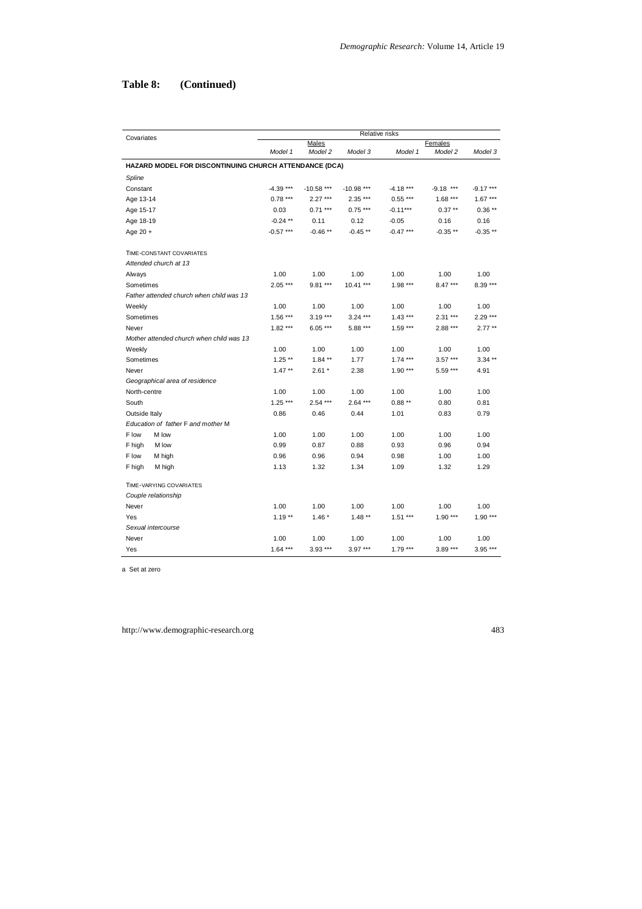## Table 8: (Continued)

| Covariates | Relative risks | | | | | |
|---|---|---|---|---|---|---|
| | Males | | | Females | | |
| | *Model 1* | *Model 2* | *Model 3* | *Model 1* | *Model 2* | *Model 3* |
| **HAZARD MODEL FOR DISCONTINUING CHURCH ATTENDANCE (DCA)** | | | | | | |
| *Spline* | | | | | | |
| Constant | -4.39 *** | -10.58 *** | -10.98 *** | -4.18 *** | -9.18 *** | -9.17 *** |
| Age 13-14 | 0.78 *** | 2.27 *** | 2.35 *** | 0.55 *** | 1.68 *** | 1.67 *** |
| Age 15-17 | 0.03 | 0.71 *** | 0.75 *** | -0.11*** | 0.37 ** | 0.36 ** |
| Age 18-19 | -0.24 ** | 0.11 | 0.12 | -0.05 | 0.16 | 0.16 |
| Age 20 + | -0.57 *** | -0.46 ** | -0.45 ** | -0.47 *** | -0.35 ** | -0.35 ** |
| TIME-CONSTANT COVARIATES | | | | | | |
| *Attended church at 13* | | | | | | |
| Always | 1.00 | 1.00 | 1.00 | 1.00 | 1.00 | 1.00 |
| Sometimes | 2.05 *** | 9.81 *** | 10.41 *** | 1.98 *** | 8.47 *** | 8.39 *** |
| *Father attended church when child was 13* | | | | | | |
| Weekly | 1.00 | 1.00 | 1.00 | 1.00 | 1.00 | 1.00 |
| Sometimes | 1.56 *** | 3.19 *** | 3.24 *** | 1.43 *** | 2.31 *** | 2.29 *** |
| Never | 1.82 *** | 6.05 *** | 5.88 *** | 1.59 *** | 2.88 *** | 2.77 ** |
| *Mother attended church when child was 13* | | | | | | |
| Weekly | 1.00 | 1.00 | 1.00 | 1.00 | 1.00 | 1.00 |
| Sometimes | 1.25 ** | 1.84 ** | 1.77 | 1.74 *** | 3.57 *** | 3.34 ** |
| Never | 1.47 ** | 2.61 * | 2.38 | 1.90 *** | 5.59 *** | 4.91 |
| *Geographical area of residence* | | | | | | |
| North-centre | 1.00 | 1.00 | 1.00 | 1.00 | 1.00 | 1.00 |
| South | 1.25 *** | 2.54 *** | 2.64 *** | 0.88 ** | 0.80 | 0.81 |
| Outside Italy | 0.86 | 0.46 | 0.44 | 1.01 | 0.83 | 0.79 |
| *Education of father F and mother M* | | | | | | |
| F low M low | 1.00 | 1.00 | 1.00 | 1.00 | 1.00 | 1.00 |
| F high M low | 0.99 | 0.87 | 0.88 | 0.93 | 0.96 | 0.94 |
| F low M high | 0.96 | 0.96 | 0.94 | 0.98 | 1.00 | 1.00 |
| F high M high | 1.13 | 1.32 | 1.34 | 1.09 | 1.32 | 1.29 |
| TIME-VARYING COVARIATES | | | | | | |
| *Couple relationship* | | | | | | |
| Never | 1.00 | 1.00 | 1.00 | 1.00 | 1.00 | 1.00 |
| Yes | 1.19 ** | 1.46 * | 1.48 ** | 1.51 *** | 1.90 *** | 1.90 *** |
| *Sexual intercourse* | | | | | | |
| Never | 1.00 | 1.00 | 1.00 | 1.00 | 1.00 | 1.00 |
| Yes | 1.64 *** | 3.93 *** | 3.97 *** | 1.79 *** | 3.89 *** | 3.95 *** |

a Set at zero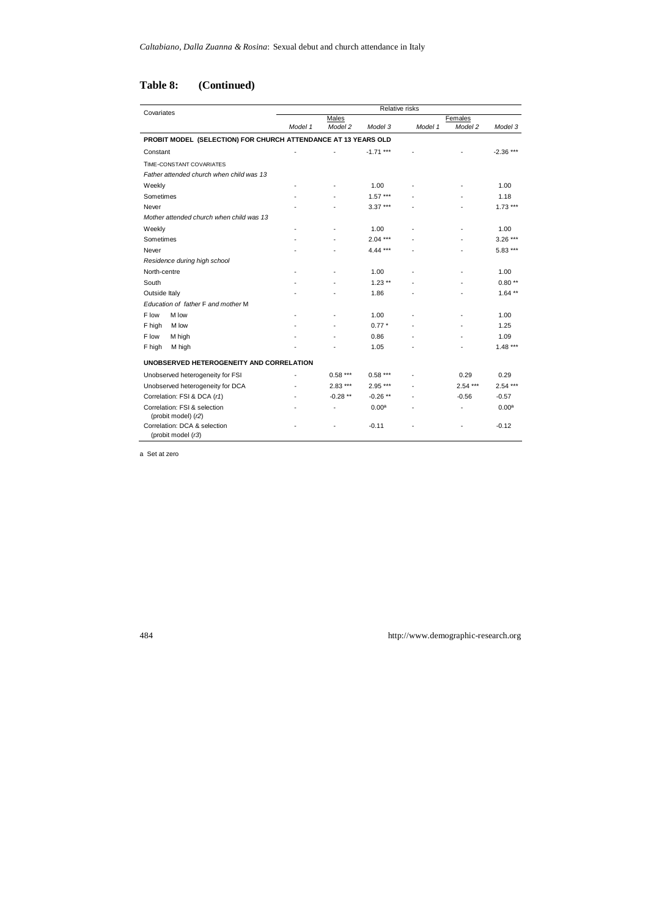## Table 8: (Continued)

| Covariates | Relative risks | | | | | |
|---|---|---|---|---|---|---|
| | Males | | | Females | | |
| | *Model 1* | *Model 2* | *Model 3* | *Model 1* | *Model 2* | *Model 3* |
| **PROBIT MODEL (SELECTION) FOR CHURCH ATTENDANCE AT 13 YEARS OLD** | | | | | | |
| Constant | - | - | -1.71 *** | - | - | -2.36 *** |
| TIME-CONSTANT COVARIATES | | | | | | |
| *Father attended church when child was 13* | | | | | | |
| Weekly | - | - | 1.00 | - | - | 1.00 |
| Sometimes | - | - | 1.57 *** | - | - | 1.18 |
| Never | - | - | 3.37 *** | - | - | 1.73 *** |
| *Mother attended church when child was 13* | | | | | | |
| Weekly | - | - | 1.00 | - | - | 1.00 |
| Sometimes | - | - | 2.04 *** | - | - | 3.26 *** |
| Never | - | - | 4.44 *** | - | - | 5.83 *** |
| *Residence during high school* | | | | | | |
| North-centre | - | - | 1.00 | - | - | 1.00 |
| South | - | - | 1.23 ** | - | - | 0.80 ** |
| Outside Italy | - | - | 1.86 | - | - | 1.64 ** |
| *Education of father* F *and mother* M | | | | | | |
| F low M low | - | - | 1.00 | - | - | 1.00 |
| F high M low | - | - | 0.77 * | - | - | 1.25 |
| F low M high | - | - | 0.86 | - | - | 1.09 |
| F high M high | - | - | 1.05 | - | - | 1.48 *** |
| **UNOBSERVED HETEROGENEITY AND CORRELATION** | | | | | | |
| Unobserved heterogeneity for FSI | - | 0.58 *** | 0.58 *** | - | 0.29 | 0.29 |
| Unobserved heterogeneity for DCA | - | 2.83 *** | 2.95 *** | - | 2.54 *** | 2.54 *** |
| Correlation: FSI & DCA (*r1*) | - | -0.28 ** | -0.26 ** | - | -0.56 | -0.57 |
| Correlation: FSI & selection (probit model) (*r2*) | - | - | 0.00[a] | - | - | 0.00[a] |
| Correlation: DCA & selection (probit model (*r3*) | - | - | -0.11 | - | - | -0.12 |

a Set at zero